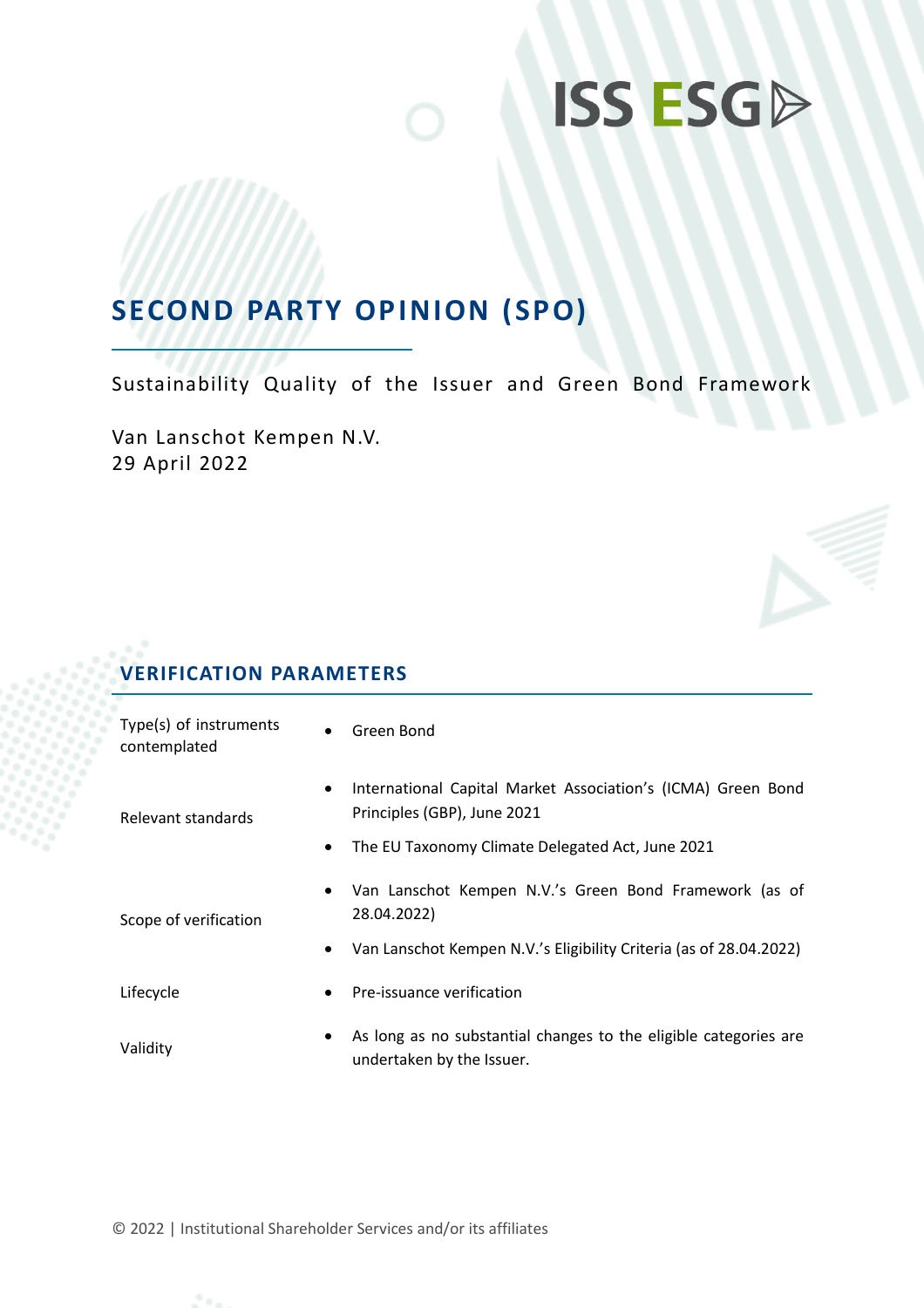ISS ESG

# SECOND PARTY OPINION (SPO)

Sustainability Quality of the Issuer and Green Bond Framework

Van Lanschot Kempen N.V.
29 April 2022

## VERIFICATION PARAMETERS

| | |
|---|---|
| Type(s) of instruments contemplated | • Green Bond |
| Relevant standards | • International Capital Market Association's (ICMA) Green Bond Principles (GBP), June 2021<br>• The EU Taxonomy Climate Delegated Act, June 2021 |
| Scope of verification | • Van Lanschot Kempen N.V.'s Green Bond Framework (as of 28.04.2022)<br>• Van Lanschot Kempen N.V.'s Eligibility Criteria (as of 28.04.2022) |
| Lifecycle | • Pre-issuance verification |
| Validity | • As long as no substantial changes to the eligible categories are undertaken by the Issuer. |

© 2022 | Institutional Shareholder Services and/or its affiliates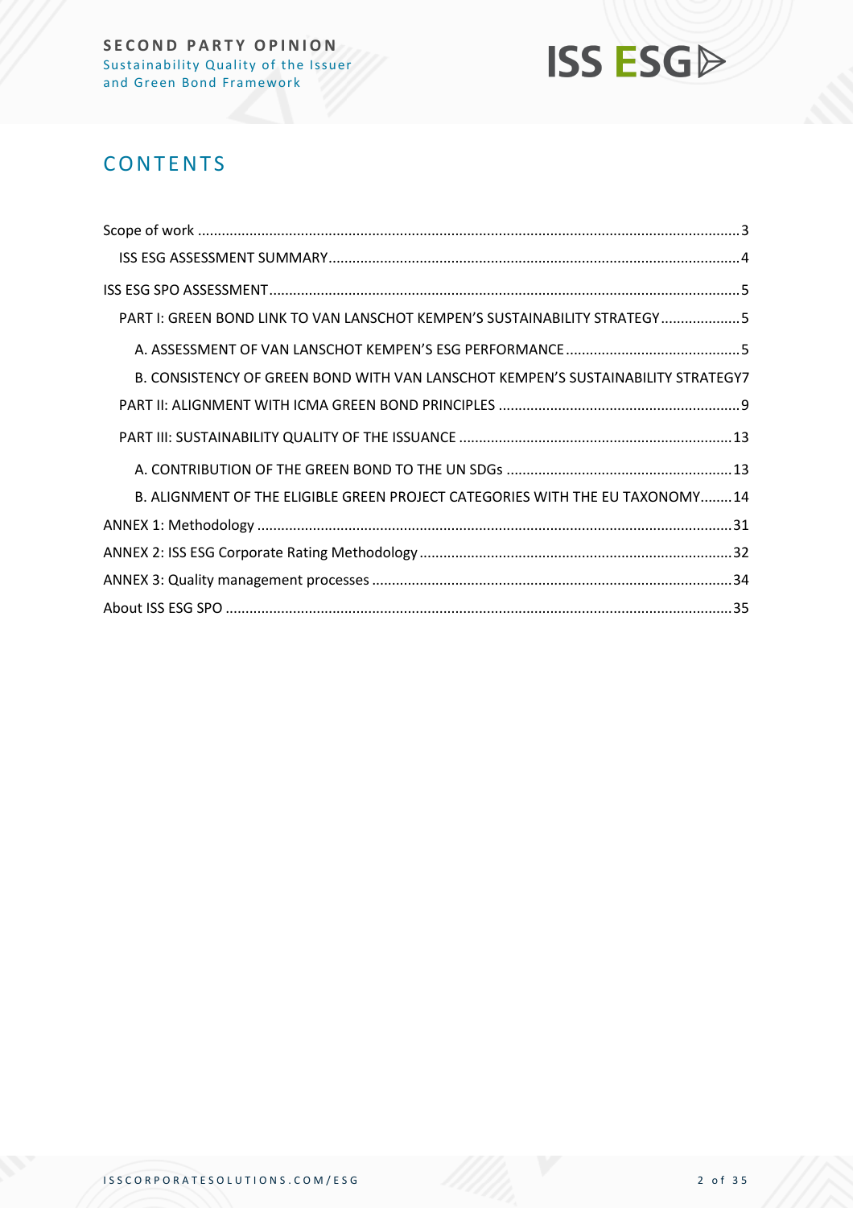# CONTENTS

Scope of work ........................................................................................................................................3

ISS ESG ASSESSMENT SUMMARY........................................................................................................4

ISS ESG SPO ASSESSMENT .......................................................................................................................5

PART I: GREEN BOND LINK TO VAN LANSCHOT KEMPEN'S SUSTAINABILITY STRATEGY....................5

A. ASSESSMENT OF VAN LANSCHOT KEMPEN'S ESG PERFORMANCE ............................................5

B. CONSISTENCY OF GREEN BOND WITH VAN LANSCHOT KEMPEN'S SUSTAINABILITY STRATEGY7

PART II: ALIGNMENT WITH ICMA GREEN BOND PRINCIPLES .............................................................9

PART III: SUSTAINABILITY QUALITY OF THE ISSUANCE .....................................................................13

A. CONTRIBUTION OF THE GREEN BOND TO THE UN SDGs .........................................................13

B. ALIGNMENT OF THE ELIGIBLE GREEN PROJECT CATEGORIES WITH THE EU TAXONOMY........14

ANNEX 1: Methodology .......................................................................................................................31

ANNEX 2: ISS ESG Corporate Rating Methodology ...............................................................................32

ANNEX 3: Quality management processes ..........................................................................................34

About ISS ESG SPO ..............................................................................................................................35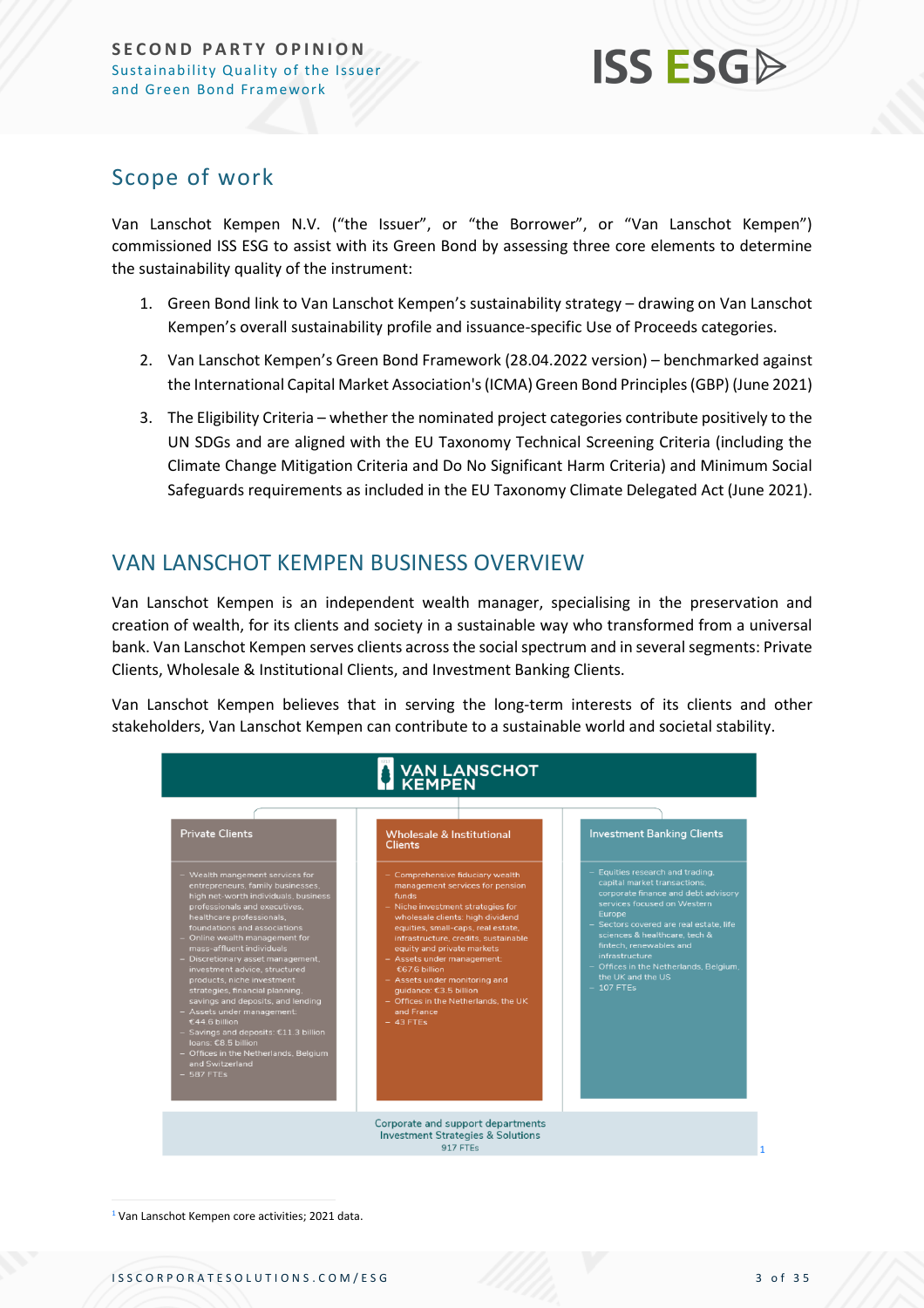## Scope of work

Van Lanschot Kempen N.V. (“the Issuer”, or “the Borrower”, or “Van Lanschot Kempen”) commissioned ISS ESG to assist with its Green Bond by assessing three core elements to determine the sustainability quality of the instrument:

1. Green Bond link to Van Lanschot Kempen’s sustainability strategy – drawing on Van Lanschot Kempen’s overall sustainability profile and issuance-specific Use of Proceeds categories.
2. Van Lanschot Kempen’s Green Bond Framework (28.04.2022 version) – benchmarked against the International Capital Market Association's (ICMA) Green Bond Principles (GBP) (June 2021)
3. The Eligibility Criteria – whether the nominated project categories contribute positively to the UN SDGs and are aligned with the EU Taxonomy Technical Screening Criteria (including the Climate Change Mitigation Criteria and Do No Significant Harm Criteria) and Minimum Social Safeguards requirements as included in the EU Taxonomy Climate Delegated Act (June 2021).

## VAN LANSCHOT KEMPEN BUSINESS OVERVIEW

Van Lanschot Kempen is an independent wealth manager, specialising in the preservation and creation of wealth, for its clients and society in a sustainable way who transformed from a universal bank. Van Lanschot Kempen serves clients across the social spectrum and in several segments: Private Clients, Wholesale & Institutional Clients, and Investment Banking Clients.

Van Lanschot Kempen believes that in serving the long-term interests of its clients and other stakeholders, Van Lanschot Kempen can contribute to a sustainable world and societal stability.

**VAN LANSCHOT KEMPEN**

| Private Clients | Wholesale & Institutional Clients | Investment Banking Clients |
|---|---|---|
| – Wealth management services for entrepreneurs, family businesses, high net-worth individuals, business professionals and executives, healthcare professionals, foundations and associations<br>– Online wealth management for mass-affluent individuals<br>– Discretionary asset management, investment advice, structured products, niche investment strategies, financial planning, savings and deposits, and lending<br>– Assets under management: €44.6 billion<br>– Savings and deposits: €11.3 billion loans: €8.5 billion<br>– Offices in the Netherlands, Belgium and Switzerland<br>– 587 FTEs | – Comprehensive fiduciary wealth management services for pension funds<br>– Niche investment strategies for wholesale clients: high dividend equities, small-caps, real estate, infrastructure, credits, sustainable equity and private markets<br>– Assets under management: €67.6 billion<br>– Assets under monitoring and guidance: €3.5 billion<br>– Offices in the Netherlands, the UK and France<br>– 43 FTEs | – Equities research and trading, capital market transactions, corporate finance and debt advisory services focused on Western Europe<br>– Sectors covered are real estate, life sciences & healthcare, tech & fintech, renewables and infrastructure<br>– Offices in the Netherlands, Belgium, the UK and the US<br>– 107 FTEs |

Corporate and support departments
Investment Strategies & Solutions
917 FTEs [1]

[1] Van Lanschot Kempen core activities; 2021 data.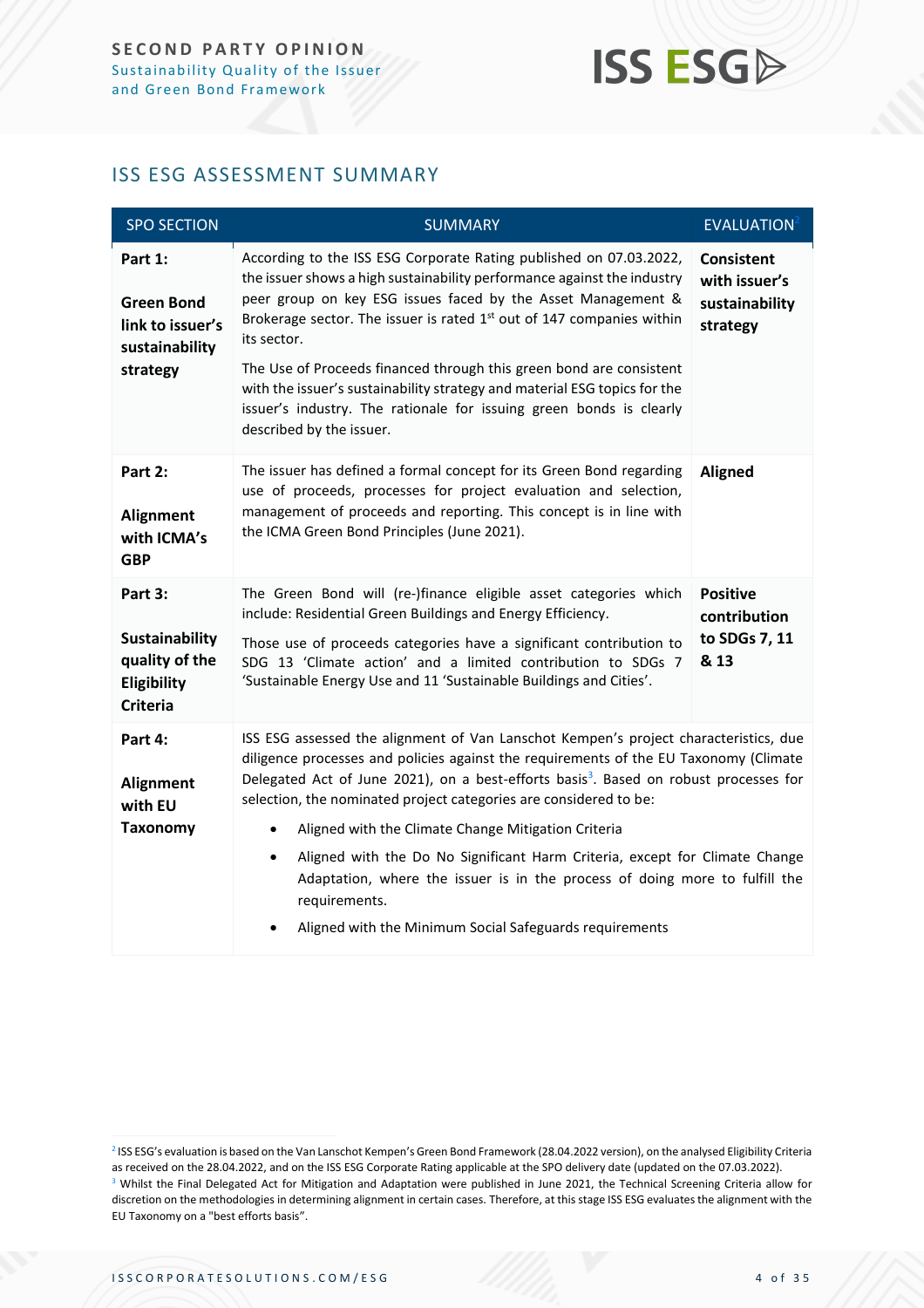## ISS ESG ASSESSMENT SUMMARY

| SPO SECTION | SUMMARY | EVALUATION[2] |
|---|---|---|
| **Part 1: Green Bond link to issuer's sustainability strategy** | According to the ISS ESG Corporate Rating published on 07.03.2022, the issuer shows a high sustainability performance against the industry peer group on key ESG issues faced by the Asset Management & Brokerage sector. The issuer is rated 1st out of 147 companies within its sector. The Use of Proceeds financed through this green bond are consistent with the issuer's sustainability strategy and material ESG topics for the issuer's industry. The rationale for issuing green bonds is clearly described by the issuer. | **Consistent with issuer's sustainability strategy** |
| **Part 2: Alignment with ICMA's GBP** | The issuer has defined a formal concept for its Green Bond regarding use of proceeds, processes for project evaluation and selection, management of proceeds and reporting. This concept is in line with the ICMA Green Bond Principles (June 2021). | **Aligned** |
| **Part 3: Sustainability quality of the Eligibility Criteria** | The Green Bond will (re-)finance eligible asset categories which include: Residential Green Buildings and Energy Efficiency. Those use of proceeds categories have a significant contribution to SDG 13 'Climate action' and a limited contribution to SDGs 7 'Sustainable Energy Use and 11 'Sustainable Buildings and Cities'. | **Positive contribution to SDGs 7, 11 & 13** |
| **Part 4: Alignment with EU Taxonomy** | ISS ESG assessed the alignment of Van Lanschot Kempen's project characteristics, due diligence processes and policies against the requirements of the EU Taxonomy (Climate Delegated Act of June 2021), on a best-efforts basis[3]. Based on robust processes for selection, the nominated project categories are considered to be: <br>• Aligned with the Climate Change Mitigation Criteria <br>• Aligned with the Do No Significant Harm Criteria, except for Climate Change Adaptation, where the issuer is in the process of doing more to fulfill the requirements. <br>• Aligned with the Minimum Social Safeguards requirements | |

[2] ISS ESG's evaluation is based on the Van Lanschot Kempen's Green Bond Framework (28.04.2022 version), on the analysed Eligibility Criteria as received on the 28.04.2022, and on the ISS ESG Corporate Rating applicable at the SPO delivery date (updated on the 07.03.2022).

[3] Whilst the Final Delegated Act for Mitigation and Adaptation were published in June 2021, the Technical Screening Criteria allow for discretion on the methodologies in determining alignment in certain cases. Therefore, at this stage ISS ESG evaluates the alignment with the EU Taxonomy on a "best efforts basis".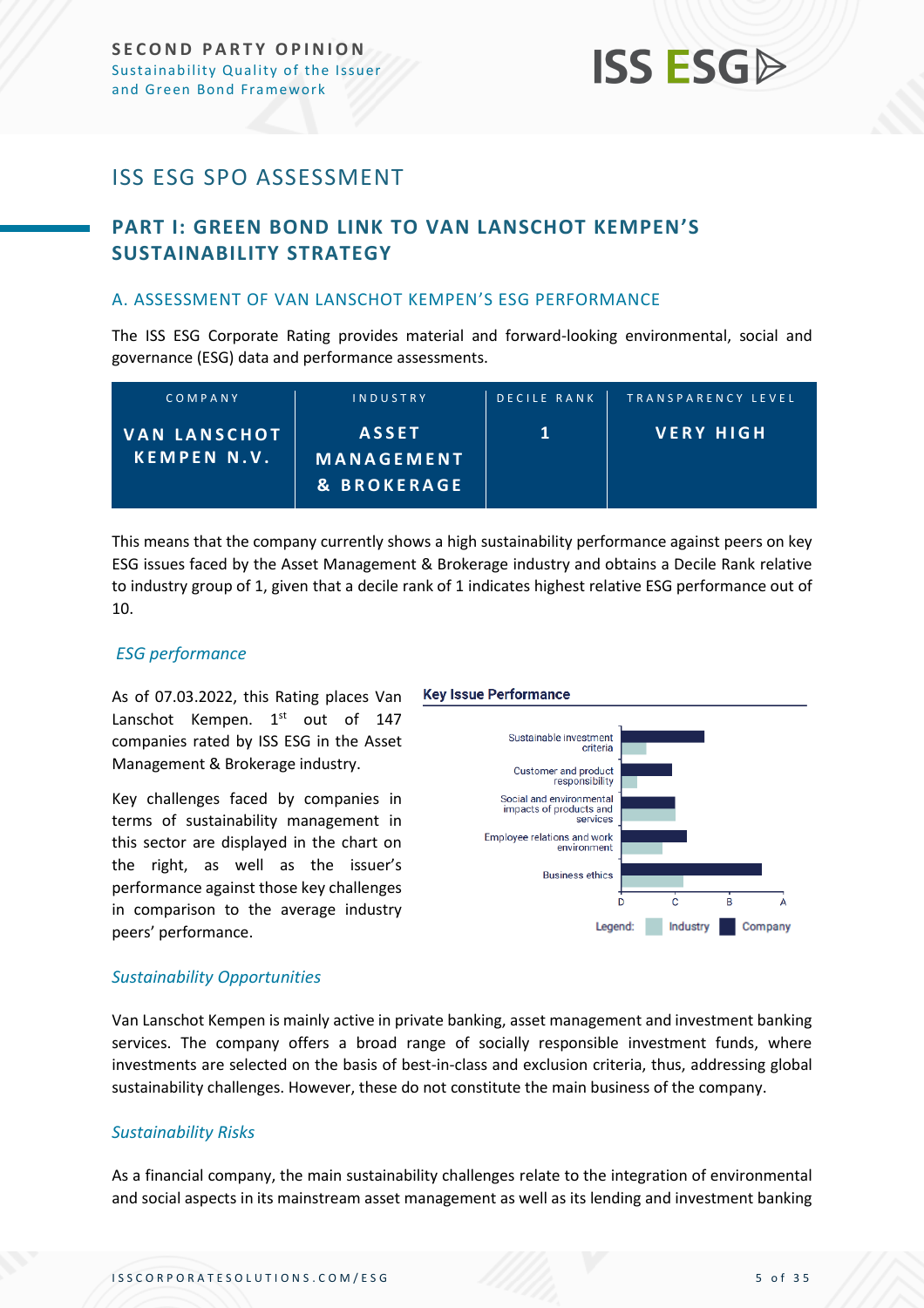# ISS ESG SPO ASSESSMENT

## PART I: GREEN BOND LINK TO VAN LANSCHOT KEMPEN'S SUSTAINABILITY STRATEGY

### A. ASSESSMENT OF VAN LANSCHOT KEMPEN'S ESG PERFORMANCE

The ISS ESG Corporate Rating provides material and forward-looking environmental, social and governance (ESG) data and performance assessments.

| COMPANY | INDUSTRY | DECILE RANK | TRANSPARENCY LEVEL |
|---|---|---|---|
| VAN LANSCHOT KEMPEN N.V. | ASSET MANAGEMENT & BROKERAGE | 1 | VERY HIGH |

This means that the company currently shows a high sustainability performance against peers on key ESG issues faced by the Asset Management & Brokerage industry and obtains a Decile Rank relative to industry group of 1, given that a decile rank of 1 indicates highest relative ESG performance out of 10.

#### *ESG performance*

As of 07.03.2022, this Rating places Van Lanschot Kempen. 1st out of 147 companies rated by ISS ESG in the Asset Management & Brokerage industry.

Key challenges faced by companies in terms of sustainability management in this sector are displayed in the chart on the right, as well as the issuer's performance against those key challenges in comparison to the average industry peers' performance.

**Key Issue Performance**

- Sustainable investment criteria
- Customer and product responsibility
- Social and environmental impacts of products and services
- Employee relations and work environment
- Business ethics

Scale: D, C, B, A

Legend: Industry, Company

#### *Sustainability Opportunities*

Van Lanschot Kempen is mainly active in private banking, asset management and investment banking services. The company offers a broad range of socially responsible investment funds, where investments are selected on the basis of best-in-class and exclusion criteria, thus, addressing global sustainability challenges. However, these do not constitute the main business of the company.

#### *Sustainability Risks*

As a financial company, the main sustainability challenges relate to the integration of environmental and social aspects in its mainstream asset management as well as its lending and investment banking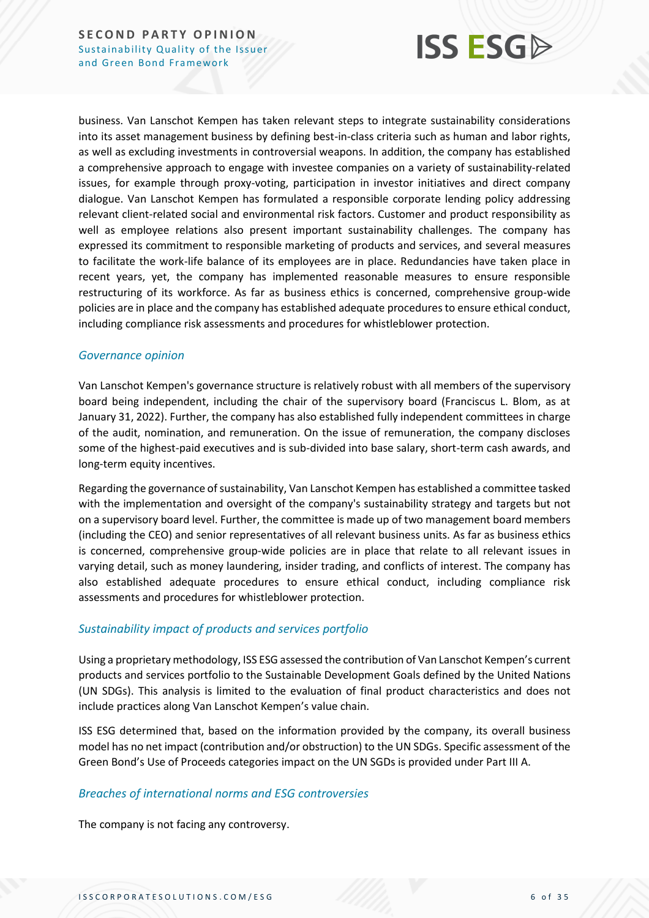business. Van Lanschot Kempen has taken relevant steps to integrate sustainability considerations into its asset management business by defining best-in-class criteria such as human and labor rights, as well as excluding investments in controversial weapons. In addition, the company has established a comprehensive approach to engage with investee companies on a variety of sustainability-related issues, for example through proxy-voting, participation in investor initiatives and direct company dialogue. Van Lanschot Kempen has formulated a responsible corporate lending policy addressing relevant client-related social and environmental risk factors. Customer and product responsibility as well as employee relations also present important sustainability challenges. The company has expressed its commitment to responsible marketing of products and services, and several measures to facilitate the work-life balance of its employees are in place. Redundancies have taken place in recent years, yet, the company has implemented reasonable measures to ensure responsible restructuring of its workforce. As far as business ethics is concerned, comprehensive group-wide policies are in place and the company has established adequate procedures to ensure ethical conduct, including compliance risk assessments and procedures for whistleblower protection.

### *Governance opinion*

Van Lanschot Kempen's governance structure is relatively robust with all members of the supervisory board being independent, including the chair of the supervisory board (Franciscus L. Blom, as at January 31, 2022). Further, the company has also established fully independent committees in charge of the audit, nomination, and remuneration. On the issue of remuneration, the company discloses some of the highest-paid executives and is sub-divided into base salary, short-term cash awards, and long-term equity incentives.

Regarding the governance of sustainability, Van Lanschot Kempen has established a committee tasked with the implementation and oversight of the company's sustainability strategy and targets but not on a supervisory board level. Further, the committee is made up of two management board members (including the CEO) and senior representatives of all relevant business units. As far as business ethics is concerned, comprehensive group-wide policies are in place that relate to all relevant issues in varying detail, such as money laundering, insider trading, and conflicts of interest. The company has also established adequate procedures to ensure ethical conduct, including compliance risk assessments and procedures for whistleblower protection.

### *Sustainability impact of products and services portfolio*

Using a proprietary methodology, ISS ESG assessed the contribution of Van Lanschot Kempen's current products and services portfolio to the Sustainable Development Goals defined by the United Nations (UN SDGs). This analysis is limited to the evaluation of final product characteristics and does not include practices along Van Lanschot Kempen's value chain.

ISS ESG determined that, based on the information provided by the company, its overall business model has no net impact (contribution and/or obstruction) to the UN SDGs. Specific assessment of the Green Bond's Use of Proceeds categories impact on the UN SGDs is provided under Part III A.

### *Breaches of international norms and ESG controversies*

The company is not facing any controversy.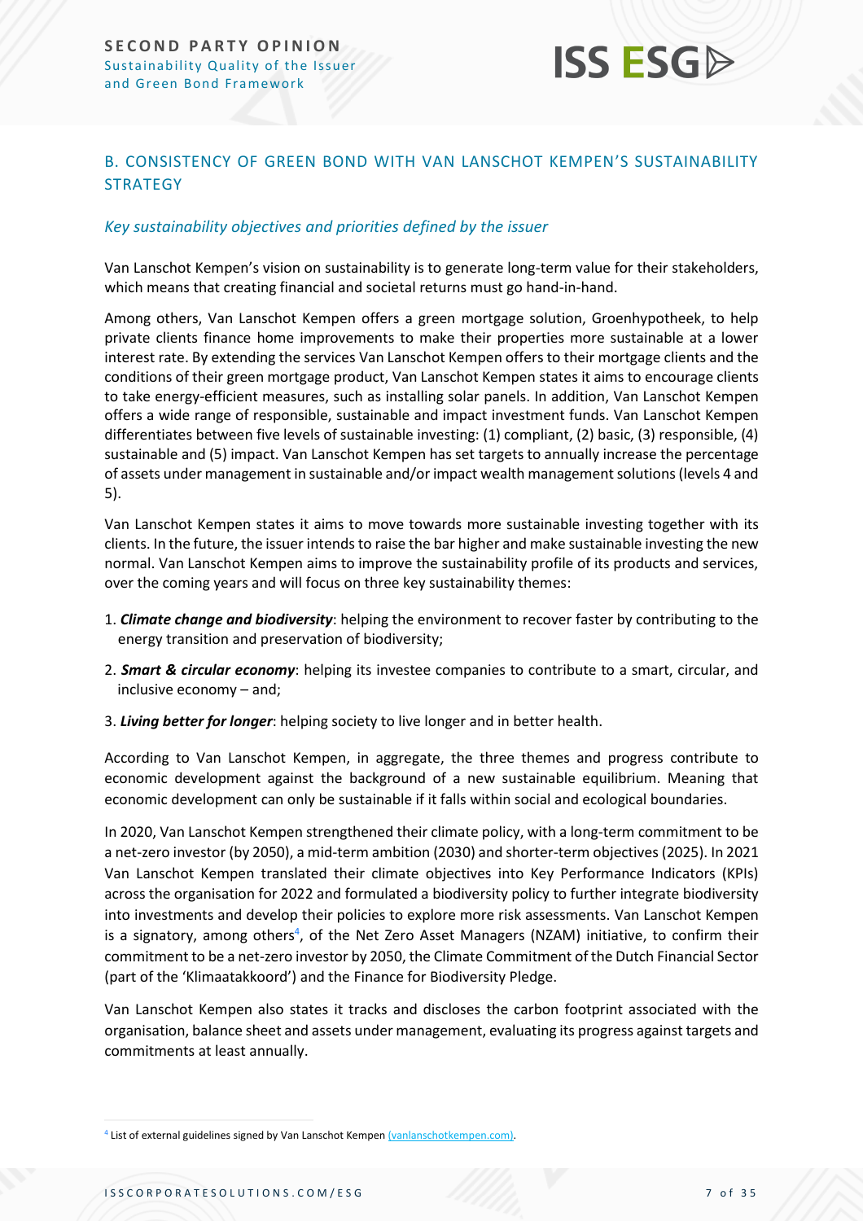## B. CONSISTENCY OF GREEN BOND WITH VAN LANSCHOT KEMPEN'S SUSTAINABILITY STRATEGY

### *Key sustainability objectives and priorities defined by the issuer*

Van Lanschot Kempen's vision on sustainability is to generate long-term value for their stakeholders, which means that creating financial and societal returns must go hand-in-hand.

Among others, Van Lanschot Kempen offers a green mortgage solution, Groenhypotheek, to help private clients finance home improvements to make their properties more sustainable at a lower interest rate. By extending the services Van Lanschot Kempen offers to their mortgage clients and the conditions of their green mortgage product, Van Lanschot Kempen states it aims to encourage clients to take energy-efficient measures, such as installing solar panels. In addition, Van Lanschot Kempen offers a wide range of responsible, sustainable and impact investment funds. Van Lanschot Kempen differentiates between five levels of sustainable investing: (1) compliant, (2) basic, (3) responsible, (4) sustainable and (5) impact. Van Lanschot Kempen has set targets to annually increase the percentage of assets under management in sustainable and/or impact wealth management solutions (levels 4 and 5).

Van Lanschot Kempen states it aims to move towards more sustainable investing together with its clients. In the future, the issuer intends to raise the bar higher and make sustainable investing the new normal. Van Lanschot Kempen aims to improve the sustainability profile of its products and services, over the coming years and will focus on three key sustainability themes:

1. ***Climate change and biodiversity***: helping the environment to recover faster by contributing to the energy transition and preservation of biodiversity;
2. ***Smart & circular economy***: helping its investee companies to contribute to a smart, circular, and inclusive economy – and;
3. ***Living better for longer***: helping society to live longer and in better health.

According to Van Lanschot Kempen, in aggregate, the three themes and progress contribute to economic development against the background of a new sustainable equilibrium. Meaning that economic development can only be sustainable if it falls within social and ecological boundaries.

In 2020, Van Lanschot Kempen strengthened their climate policy, with a long-term commitment to be a net-zero investor (by 2050), a mid-term ambition (2030) and shorter-term objectives (2025). In 2021 Van Lanschot Kempen translated their climate objectives into Key Performance Indicators (KPIs) across the organisation for 2022 and formulated a biodiversity policy to further integrate biodiversity into investments and develop their policies to explore more risk assessments. Van Lanschot Kempen is a signatory, among others[4], of the Net Zero Asset Managers (NZAM) initiative, to confirm their commitment to be a net-zero investor by 2050, the Climate Commitment of the Dutch Financial Sector (part of the 'Klimaatakkoord') and the Finance for Biodiversity Pledge.

Van Lanschot Kempen also states it tracks and discloses the carbon footprint associated with the organisation, balance sheet and assets under management, evaluating its progress against targets and commitments at least annually.

[4] List of external guidelines signed by Van Lanschot Kempen (vanlanschotkempen.com).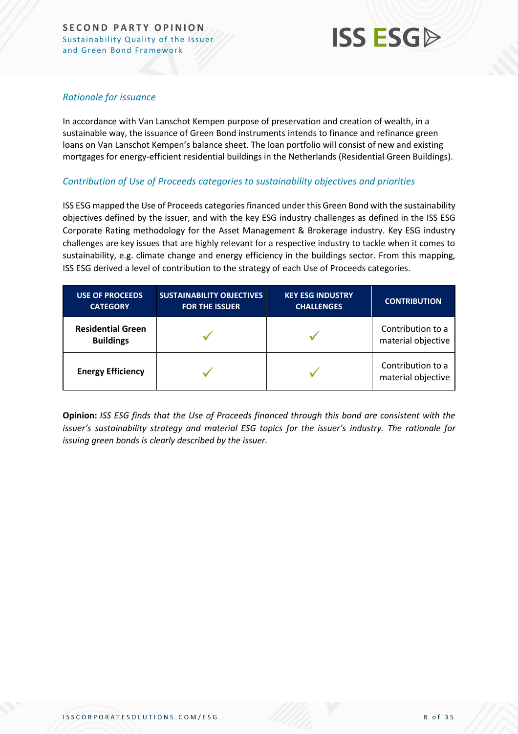### *Rationale for issuance*

In accordance with Van Lanschot Kempen purpose of preservation and creation of wealth, in a sustainable way, the issuance of Green Bond instruments intends to finance and refinance green loans on Van Lanschot Kempen's balance sheet. The loan portfolio will consist of new and existing mortgages for energy-efficient residential buildings in the Netherlands (Residential Green Buildings).

### *Contribution of Use of Proceeds categories to sustainability objectives and priorities*

ISS ESG mapped the Use of Proceeds categories financed under this Green Bond with the sustainability objectives defined by the issuer, and with the key ESG industry challenges as defined in the ISS ESG Corporate Rating methodology for the Asset Management & Brokerage industry. Key ESG industry challenges are key issues that are highly relevant for a respective industry to tackle when it comes to sustainability, e.g. climate change and energy efficiency in the buildings sector. From this mapping, ISS ESG derived a level of contribution to the strategy of each Use of Proceeds categories.

| USE OF PROCEEDS CATEGORY | SUSTAINABILITY OBJECTIVES FOR THE ISSUER | KEY ESG INDUSTRY CHALLENGES | CONTRIBUTION |
|---|---|---|---|
| **Residential Green Buildings** | ✓ | ✓ | Contribution to a material objective |
| **Energy Efficiency** | ✓ | ✓ | Contribution to a material objective |

**Opinion:** *ISS ESG finds that the Use of Proceeds financed through this bond are consistent with the issuer's sustainability strategy and material ESG topics for the issuer's industry. The rationale for issuing green bonds is clearly described by the issuer.*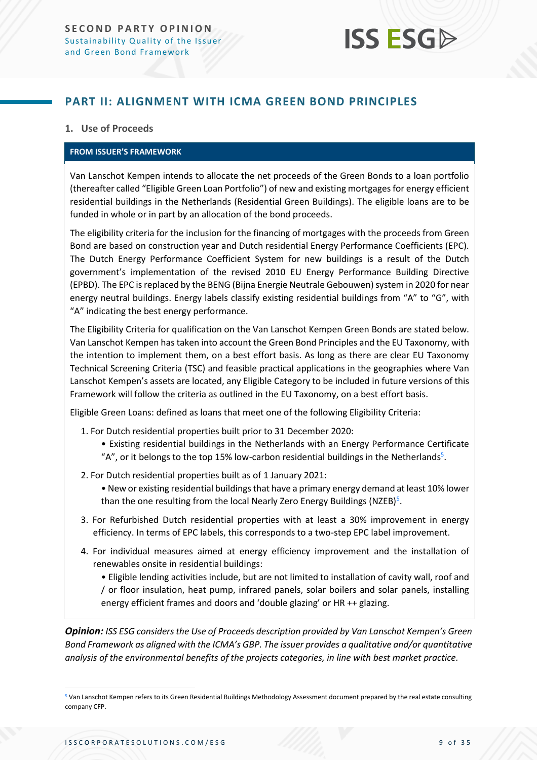## PART II: ALIGNMENT WITH ICMA GREEN BOND PRINCIPLES

### 1. Use of Proceeds

**FROM ISSUER'S FRAMEWORK**

Van Lanschot Kempen intends to allocate the net proceeds of the Green Bonds to a loan portfolio (thereafter called "Eligible Green Loan Portfolio") of new and existing mortgages for energy efficient residential buildings in the Netherlands (Residential Green Buildings). The eligible loans are to be funded in whole or in part by an allocation of the bond proceeds.

The eligibility criteria for the inclusion for the financing of mortgages with the proceeds from Green Bond are based on construction year and Dutch residential Energy Performance Coefficients (EPC). The Dutch Energy Performance Coefficient System for new buildings is a result of the Dutch government's implementation of the revised 2010 EU Energy Performance Building Directive (EPBD). The EPC is replaced by the BENG (Bijna Energie Neutrale Gebouwen) system in 2020 for near energy neutral buildings. Energy labels classify existing residential buildings from "A" to "G", with "A" indicating the best energy performance.

The Eligibility Criteria for qualification on the Van Lanschot Kempen Green Bonds are stated below. Van Lanschot Kempen has taken into account the Green Bond Principles and the EU Taxonomy, with the intention to implement them, on a best effort basis. As long as there are clear EU Taxonomy Technical Screening Criteria (TSC) and feasible practical applications in the geographies where Van Lanschot Kempen's assets are located, any Eligible Category to be included in future versions of this Framework will follow the criteria as outlined in the EU Taxonomy, on a best effort basis.

Eligible Green Loans: defined as loans that meet one of the following Eligibility Criteria:

1. For Dutch residential properties built prior to 31 December 2020:
   - Existing residential buildings in the Netherlands with an Energy Performance Certificate "A", or it belongs to the top 15% low-carbon residential buildings in the Netherlands[5].
2. For Dutch residential properties built as of 1 January 2021:
   - New or existing residential buildings that have a primary energy demand at least 10% lower than the one resulting from the local Nearly Zero Energy Buildings (NZEB)[5].
3. For Refurbished Dutch residential properties with at least a 30% improvement in energy efficiency. In terms of EPC labels, this corresponds to a two-step EPC label improvement.
4. For individual measures aimed at energy efficiency improvement and the installation of renewables onsite in residential buildings:
   - Eligible lending activities include, but are not limited to installation of cavity wall, roof and / or floor insulation, heat pump, infrared panels, solar boilers and solar panels, installing energy efficient frames and doors and 'double glazing' or HR ++ glazing.

***Opinion:*** *ISS ESG considers the Use of Proceeds description provided by Van Lanschot Kempen's Green Bond Framework as aligned with the ICMA's GBP. The issuer provides a qualitative and/or quantitative analysis of the environmental benefits of the projects categories, in line with best market practice.*

[5] Van Lanschot Kempen refers to its Green Residential Buildings Methodology Assessment document prepared by the real estate consulting company CFP.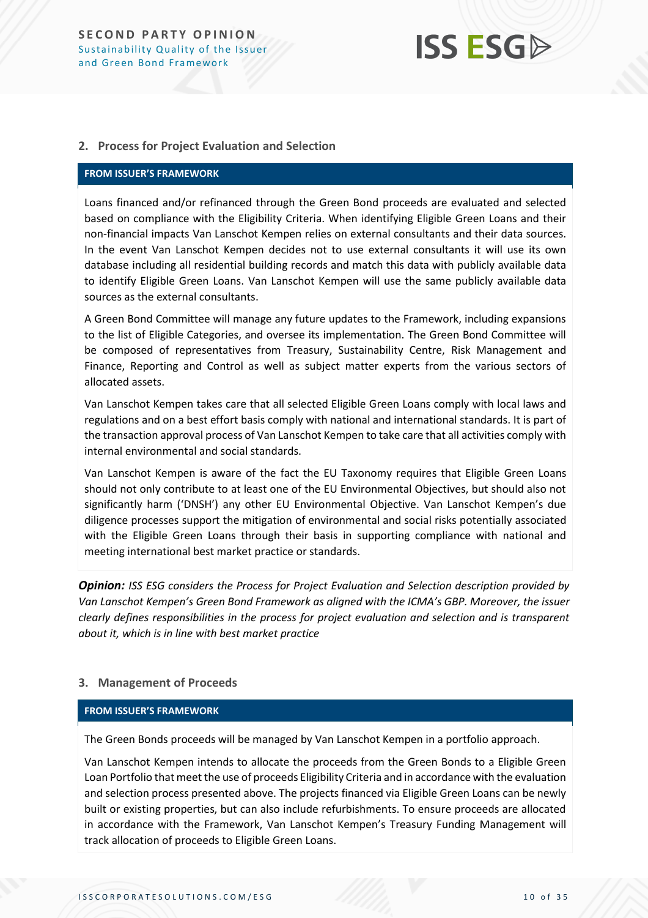## 2. Process for Project Evaluation and Selection

**FROM ISSUER'S FRAMEWORK**

Loans financed and/or refinanced through the Green Bond proceeds are evaluated and selected based on compliance with the Eligibility Criteria. When identifying Eligible Green Loans and their non-financial impacts Van Lanschot Kempen relies on external consultants and their data sources. In the event Van Lanschot Kempen decides not to use external consultants it will use its own database including all residential building records and match this data with publicly available data to identify Eligible Green Loans. Van Lanschot Kempen will use the same publicly available data sources as the external consultants.

A Green Bond Committee will manage any future updates to the Framework, including expansions to the list of Eligible Categories, and oversee its implementation. The Green Bond Committee will be composed of representatives from Treasury, Sustainability Centre, Risk Management and Finance, Reporting and Control as well as subject matter experts from the various sectors of allocated assets.

Van Lanschot Kempen takes care that all selected Eligible Green Loans comply with local laws and regulations and on a best effort basis comply with national and international standards. It is part of the transaction approval process of Van Lanschot Kempen to take care that all activities comply with internal environmental and social standards.

Van Lanschot Kempen is aware of the fact the EU Taxonomy requires that Eligible Green Loans should not only contribute to at least one of the EU Environmental Objectives, but should also not significantly harm ('DNSH') any other EU Environmental Objective. Van Lanschot Kempen's due diligence processes support the mitigation of environmental and social risks potentially associated with the Eligible Green Loans through their basis in supporting compliance with national and meeting international best market practice or standards.

***Opinion:*** *ISS ESG considers the Process for Project Evaluation and Selection description provided by Van Lanschot Kempen's Green Bond Framework as aligned with the ICMA's GBP. Moreover, the issuer clearly defines responsibilities in the process for project evaluation and selection and is transparent about it, which is in line with best market practice*

## 3. Management of Proceeds

**FROM ISSUER'S FRAMEWORK**

The Green Bonds proceeds will be managed by Van Lanschot Kempen in a portfolio approach.

Van Lanschot Kempen intends to allocate the proceeds from the Green Bonds to a Eligible Green Loan Portfolio that meet the use of proceeds Eligibility Criteria and in accordance with the evaluation and selection process presented above. The projects financed via Eligible Green Loans can be newly built or existing properties, but can also include refurbishments. To ensure proceeds are allocated in accordance with the Framework, Van Lanschot Kempen's Treasury Funding Management will track allocation of proceeds to Eligible Green Loans.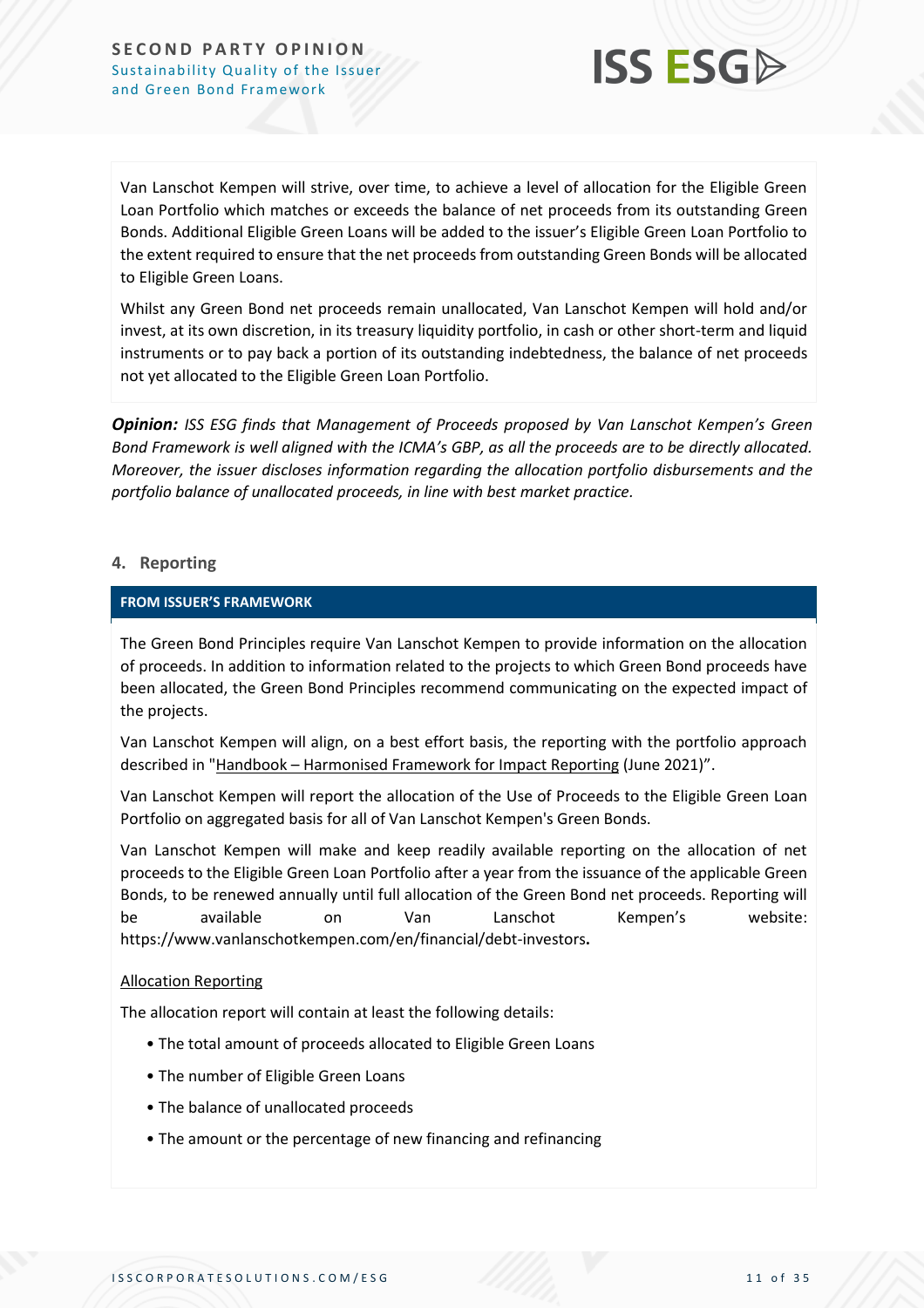Van Lanschot Kempen will strive, over time, to achieve a level of allocation for the Eligible Green Loan Portfolio which matches or exceeds the balance of net proceeds from its outstanding Green Bonds. Additional Eligible Green Loans will be added to the issuer's Eligible Green Loan Portfolio to the extent required to ensure that the net proceeds from outstanding Green Bonds will be allocated to Eligible Green Loans.

Whilst any Green Bond net proceeds remain unallocated, Van Lanschot Kempen will hold and/or invest, at its own discretion, in its treasury liquidity portfolio, in cash or other short-term and liquid instruments or to pay back a portion of its outstanding indebtedness, the balance of net proceeds not yet allocated to the Eligible Green Loan Portfolio.

***Opinion:*** *ISS ESG finds that Management of Proceeds proposed by Van Lanschot Kempen's Green Bond Framework is well aligned with the ICMA's GBP, as all the proceeds are to be directly allocated. Moreover, the issuer discloses information regarding the allocation portfolio disbursements and the portfolio balance of unallocated proceeds, in line with best market practice.*

## 4. Reporting

**FROM ISSUER'S FRAMEWORK**

The Green Bond Principles require Van Lanschot Kempen to provide information on the allocation of proceeds. In addition to information related to the projects to which Green Bond proceeds have been allocated, the Green Bond Principles recommend communicating on the expected impact of the projects.

Van Lanschot Kempen will align, on a best effort basis, the reporting with the portfolio approach described in "Handbook – Harmonised Framework for Impact Reporting (June 2021)".

Van Lanschot Kempen will report the allocation of the Use of Proceeds to the Eligible Green Loan Portfolio on aggregated basis for all of Van Lanschot Kempen's Green Bonds.

Van Lanschot Kempen will make and keep readily available reporting on the allocation of net proceeds to the Eligible Green Loan Portfolio after a year from the issuance of the applicable Green Bonds, to be renewed annually until full allocation of the Green Bond net proceeds. Reporting will be available on Van Lanschot Kempen's website: https://www.vanlanschotkempen.com/en/financial/debt-investors**.**

Allocation Reporting

The allocation report will contain at least the following details:

- The total amount of proceeds allocated to Eligible Green Loans
- The number of Eligible Green Loans
- The balance of unallocated proceeds
- The amount or the percentage of new financing and refinancing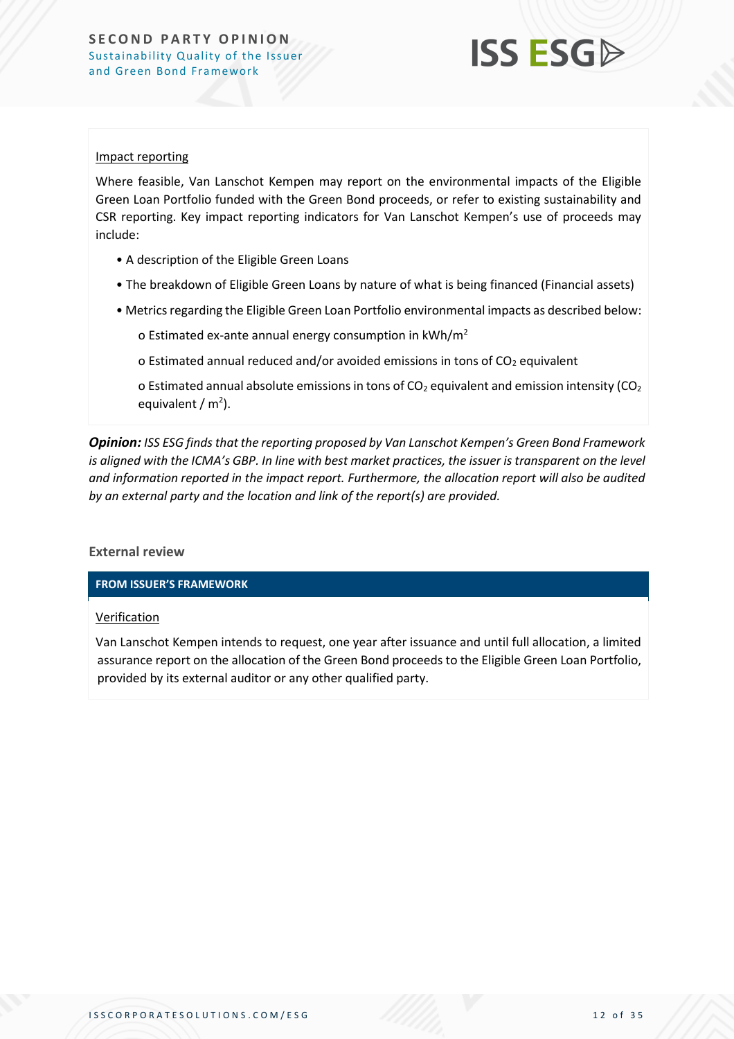Impact reporting

Where feasible, Van Lanschot Kempen may report on the environmental impacts of the Eligible Green Loan Portfolio funded with the Green Bond proceeds, or refer to existing sustainability and CSR reporting. Key impact reporting indicators for Van Lanschot Kempen's use of proceeds may include:

- A description of the Eligible Green Loans
- The breakdown of Eligible Green Loans by nature of what is being financed (Financial assets)
- Metrics regarding the Eligible Green Loan Portfolio environmental impacts as described below:
  - o Estimated ex-ante annual energy consumption in kWh/$m^2$
  - o Estimated annual reduced and/or avoided emissions in tons of $CO_2$ equivalent
  - o Estimated annual absolute emissions in tons of $CO_2$ equivalent and emission intensity ($CO_2$ equivalent / $m^2$).

***Opinion:*** *ISS ESG finds that the reporting proposed by Van Lanschot Kempen's Green Bond Framework is aligned with the ICMA's GBP. In line with best market practices, the issuer is transparent on the level and information reported in the impact report. Furthermore, the allocation report will also be audited by an external party and the location and link of the report(s) are provided.*

### External review

**FROM ISSUER'S FRAMEWORK**

Verification

Van Lanschot Kempen intends to request, one year after issuance and until full allocation, a limited assurance report on the allocation of the Green Bond proceeds to the Eligible Green Loan Portfolio, provided by its external auditor or any other qualified party.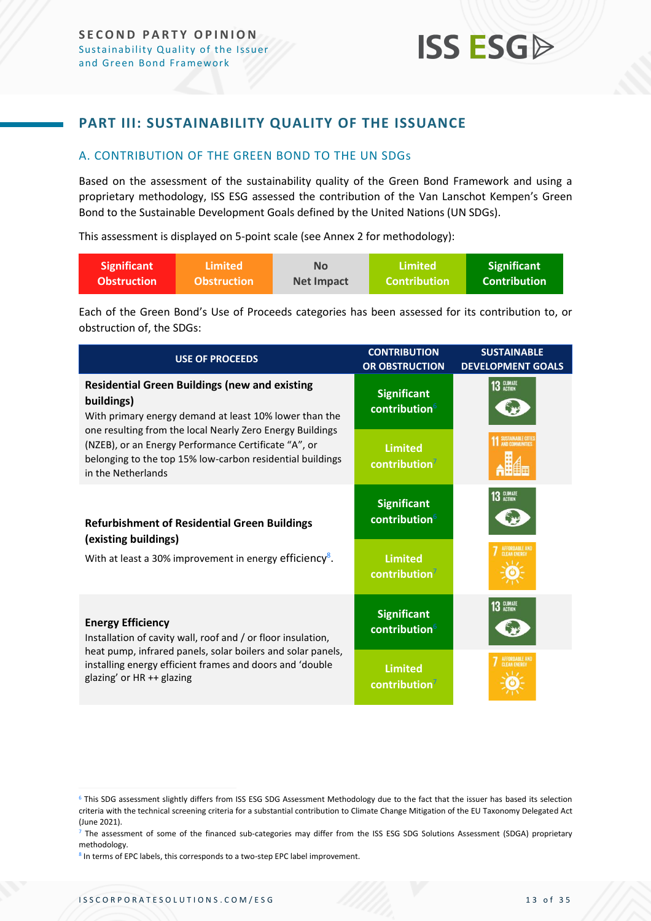## PART III: SUSTAINABILITY QUALITY OF THE ISSUANCE

### A. CONTRIBUTION OF THE GREEN BOND TO THE UN SDGs

Based on the assessment of the sustainability quality of the Green Bond Framework and using a proprietary methodology, ISS ESG assessed the contribution of the Van Lanschot Kempen's Green Bond to the Sustainable Development Goals defined by the United Nations (UN SDGs).

This assessment is displayed on 5-point scale (see Annex 2 for methodology):

| Significant Obstruction | Limited Obstruction | No Net Impact | Limited Contribution | Significant Contribution |
|---|---|---|---|---|

Each of the Green Bond's Use of Proceeds categories has been assessed for its contribution to, or obstruction of, the SDGs:

| USE OF PROCEEDS | CONTRIBUTION OR OBSTRUCTION | SUSTAINABLE DEVELOPMENT GOALS |
|---|---|---|
| **Residential Green Buildings (new and existing buildings)** With primary energy demand at least 10% lower than the one resulting from the local Nearly Zero Energy Buildings (NZEB), or an Energy Performance Certificate "A", or belonging to the top 15% low-carbon residential buildings in the Netherlands | Significant contribution[6] | 13 Climate Action |
| | Limited contribution[7] | 11 Sustainable Cities and Communities |
| **Refurbishment of Residential Green Buildings (existing buildings)** With at least a 30% improvement in energy efficiency[8]. | Significant contribution[6] | 13 Climate Action |
| | Limited contribution[7] | 7 Affordable and Clean Energy |
| **Energy Efficiency** Installation of cavity wall, roof and / or floor insulation, heat pump, infrared panels, solar boilers and solar panels, installing energy efficient frames and doors and 'double glazing' or HR ++ glazing | Significant contribution[6] | 13 Climate Action |
| | Limited contribution[7] | 7 Affordable and Clean Energy |

[6] This SDG assessment slightly differs from ISS ESG SDG Assessment Methodology due to the fact that the issuer has based its selection criteria with the technical screening criteria for a substantial contribution to Climate Change Mitigation of the EU Taxonomy Delegated Act (June 2021).

[7] The assessment of some of the financed sub-categories may differ from the ISS ESG SDG Solutions Assessment (SDGA) proprietary methodology.

[8] In terms of EPC labels, this corresponds to a two-step EPC label improvement.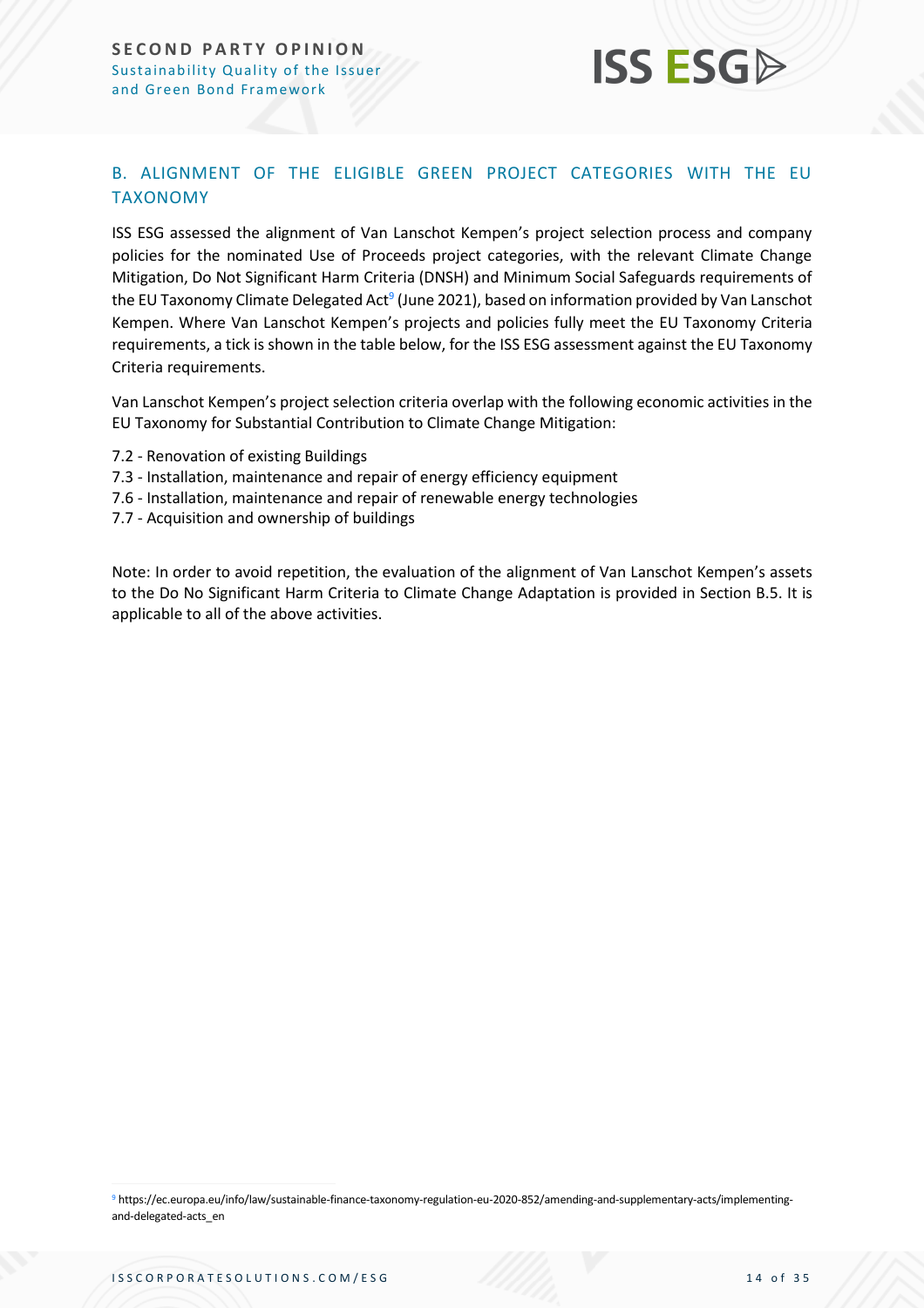## B. ALIGNMENT OF THE ELIGIBLE GREEN PROJECT CATEGORIES WITH THE EU TAXONOMY

ISS ESG assessed the alignment of Van Lanschot Kempen's project selection process and company policies for the nominated Use of Proceeds project categories, with the relevant Climate Change Mitigation, Do Not Significant Harm Criteria (DNSH) and Minimum Social Safeguards requirements of the EU Taxonomy Climate Delegated Act[9] (June 2021), based on information provided by Van Lanschot Kempen. Where Van Lanschot Kempen's projects and policies fully meet the EU Taxonomy Criteria requirements, a tick is shown in the table below, for the ISS ESG assessment against the EU Taxonomy Criteria requirements.

Van Lanschot Kempen's project selection criteria overlap with the following economic activities in the EU Taxonomy for Substantial Contribution to Climate Change Mitigation:

- 7.2 - Renovation of existing Buildings
- 7.3 - Installation, maintenance and repair of energy efficiency equipment
- 7.6 - Installation, maintenance and repair of renewable energy technologies
- 7.7 - Acquisition and ownership of buildings

Note: In order to avoid repetition, the evaluation of the alignment of Van Lanschot Kempen's assets to the Do No Significant Harm Criteria to Climate Change Adaptation is provided in Section B.5. It is applicable to all of the above activities.

[9] https://ec.europa.eu/info/law/sustainable-finance-taxonomy-regulation-eu-2020-852/amending-and-supplementary-acts/implementing-and-delegated-acts_en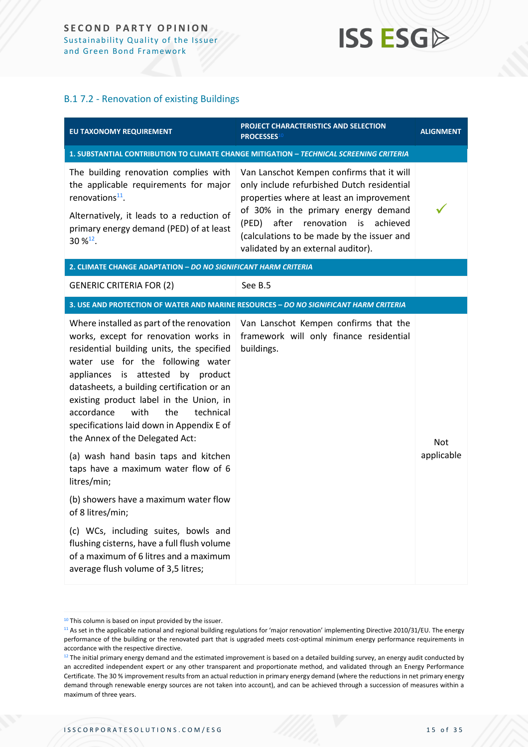### B.1 7.2 - Renovation of existing Buildings

| EU TAXONOMY REQUIREMENT | PROJECT CHARACTERISTICS AND SELECTION PROCESSES[10] | ALIGNMENT |
|---|---|---|
| **1. SUBSTANTIAL CONTRIBUTION TO CLIMATE CHANGE MITIGATION – *TECHNICAL SCREENING CRITERIA*** | | |
| The building renovation complies with the applicable requirements for major renovations[11]. Alternatively, it leads to a reduction of primary energy demand (PED) of at least 30 %[12]. | Van Lanschot Kempen confirms that it will only include refurbished Dutch residential properties where at least an improvement of 30% in the primary energy demand (PED) after renovation is achieved (calculations to be made by the issuer and validated by an external auditor). | ✓ |
| **2. CLIMATE CHANGE ADAPTATION – *DO NO SIGNIFICANT HARM CRITERIA*** | | |
| GENERIC CRITERIA FOR (2) | See B.5 | |
| **3. USE AND PROTECTION OF WATER AND MARINE RESOURCES – *DO NO SIGNIFICANT HARM CRITERIA*** | | |
| Where installed as part of the renovation works, except for renovation works in residential building units, the specified water use for the following water appliances is attested by product datasheets, a building certification or an existing product label in the Union, in accordance with the technical specifications laid down in Appendix E of the Annex of the Delegated Act: (a) wash hand basin taps and kitchen taps have a maximum water flow of 6 litres/min; (b) showers have a maximum water flow of 8 litres/min; (c) WCs, including suites, bowls and flushing cisterns, have a full flush volume of a maximum of 6 litres and a maximum average flush volume of 3,5 litres; | Van Lanschot Kempen confirms that the framework will only finance residential buildings. | Not applicable |

[10] This column is based on input provided by the issuer.

[11] As set in the applicable national and regional building regulations for 'major renovation' implementing Directive 2010/31/EU. The energy performance of the building or the renovated part that is upgraded meets cost-optimal minimum energy performance requirements in accordance with the respective directive.

[12] The initial primary energy demand and the estimated improvement is based on a detailed building survey, an energy audit conducted by an accredited independent expert or any other transparent and proportionate method, and validated through an Energy Performance Certificate. The 30 % improvement results from an actual reduction in primary energy demand (where the reductions in net primary energy demand through renewable energy sources are not taken into account), and can be achieved through a succession of measures within a maximum of three years.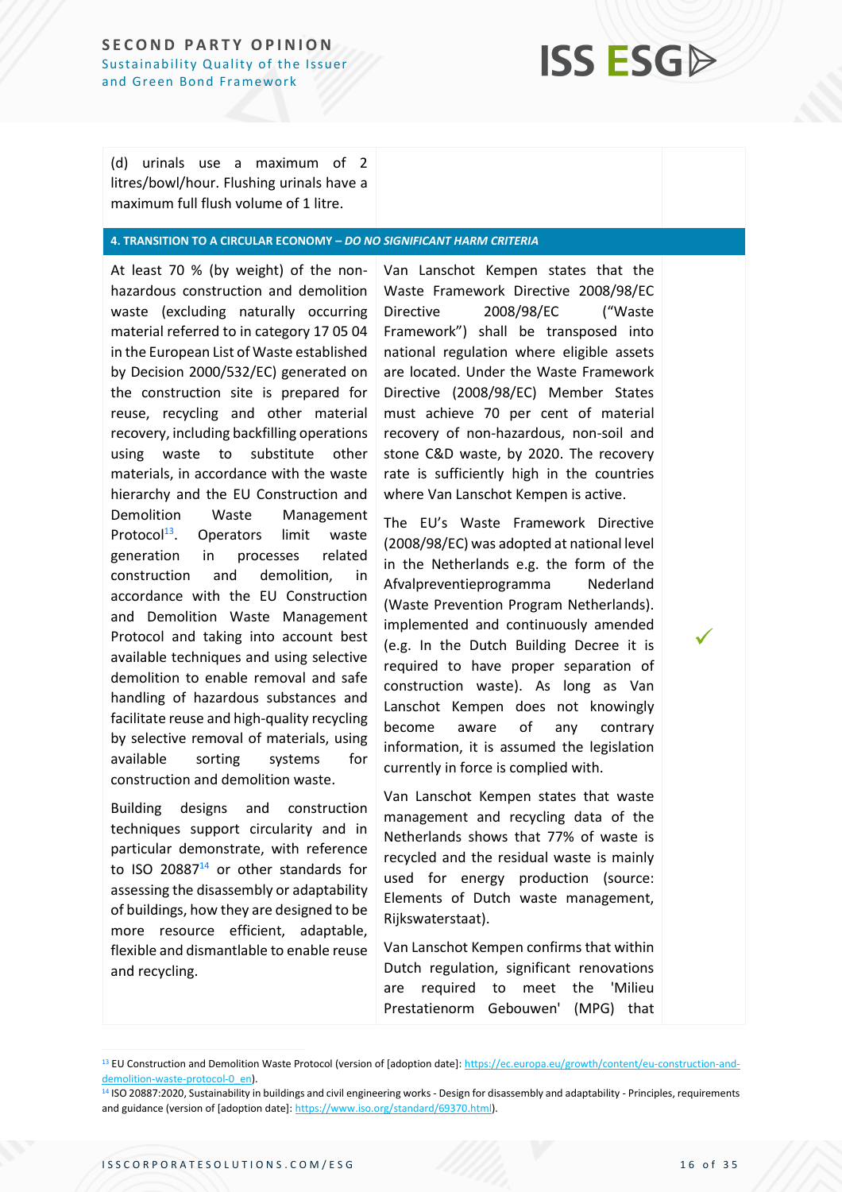| | | |
|---|---|---|
| (d) urinals use a maximum of 2 litres/bowl/hour. Flushing urinals have a maximum full flush volume of 1 litre. | | |
| **4. TRANSITION TO A CIRCULAR ECONOMY – *DO NO SIGNIFICANT HARM CRITERIA*** | | |
| At least 70 % (by weight) of the non-hazardous construction and demolition waste (excluding naturally occurring material referred to in category 17 05 04 in the European List of Waste established by Decision 2000/532/EC) generated on the construction site is prepared for reuse, recycling and other material recovery, including backfilling operations using waste to substitute other materials, in accordance with the waste hierarchy and the EU Construction and Demolition Waste Management Protocol[13]. Operators limit waste generation in processes related construction and demolition, in accordance with the EU Construction and Demolition Waste Management Protocol and taking into account best available techniques and using selective demolition to enable removal and safe handling of hazardous substances and facilitate reuse and high-quality recycling by selective removal of materials, using available sorting systems for construction and demolition waste.<br><br>Building designs and construction techniques support circularity and in particular demonstrate, with reference to ISO 20887[14] or other standards for assessing the disassembly or adaptability of buildings, how they are designed to be more resource efficient, adaptable, flexible and dismantlable to enable reuse and recycling. | Van Lanschot Kempen states that the Waste Framework Directive 2008/98/EC Directive 2008/98/EC ("Waste Framework") shall be transposed into national regulation where eligible assets are located. Under the Waste Framework Directive (2008/98/EC) Member States must achieve 70 per cent of material recovery of non-hazardous, non-soil and stone C&D waste, by 2020. The recovery rate is sufficiently high in the countries where Van Lanschot Kempen is active.<br><br>The EU's Waste Framework Directive (2008/98/EC) was adopted at national level in the Netherlands e.g. the form of the Afvalpreventieprogramma Nederland (Waste Prevention Program Netherlands). implemented and continuously amended (e.g. In the Dutch Building Decree it is required to have proper separation of construction waste). As long as Van Lanschot Kempen does not knowingly become aware of any contrary information, it is assumed the legislation currently in force is complied with.<br><br>Van Lanschot Kempen states that waste management and recycling data of the Netherlands shows that 77% of waste is recycled and the residual waste is mainly used for energy production (source: Elements of Dutch waste management, Rijkswaterstaat).<br><br>Van Lanschot Kempen confirms that within Dutch regulation, significant renovations are required to meet the 'Milieu Prestatienorm Gebouwen' (MPG) that | ✓ |

[13] EU Construction and Demolition Waste Protocol (version of [adoption date]: https://ec.europa.eu/growth/content/eu-construction-and-demolition-waste-protocol-0_en).

[14] ISO 20887:2020, Sustainability in buildings and civil engineering works - Design for disassembly and adaptability - Principles, requirements and guidance (version of [adoption date]: https://www.iso.org/standard/69370.html).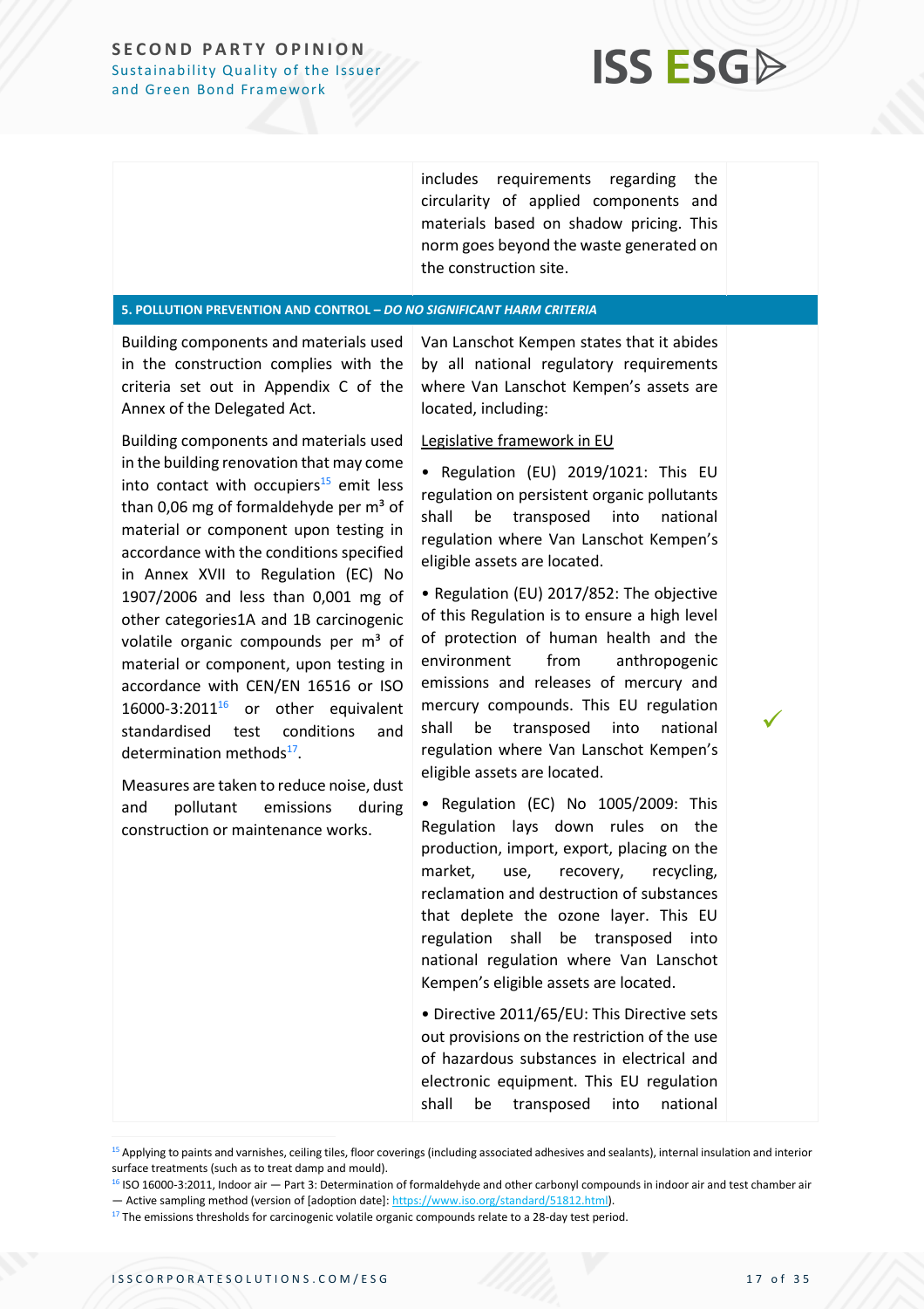| | | |
|---|---|---|
| | includes requirements regarding the circularity of applied components and materials based on shadow pricing. This norm goes beyond the waste generated on the construction site. | |
| **5. POLLUTION PREVENTION AND CONTROL – *DO NO SIGNIFICANT HARM CRITERIA*** | | |
| Building components and materials used in the construction complies with the criteria set out in Appendix C of the Annex of the Delegated Act.<br><br>Building components and materials used in the building renovation that may come into contact with occupiers[15] emit less than 0,06 mg of formaldehyde per m³ of material or component upon testing in accordance with the conditions specified in Annex XVII to Regulation (EC) No 1907/2006 and less than 0,001 mg of other categories1A and 1B carcinogenic volatile organic compounds per m³ of material or component, upon testing in accordance with CEN/EN 16516 or ISO 16000-3:2011[16] or other equivalent standardised test conditions and determination methods[17].<br><br>Measures are taken to reduce noise, dust and pollutant emissions during construction or maintenance works. | Van Lanschot Kempen states that it abides by all national regulatory requirements where Van Lanschot Kempen's assets are located, including:<br><br>Legislative framework in EU<br><br>• Regulation (EU) 2019/1021: This EU regulation on persistent organic pollutants shall be transposed into national regulation where Van Lanschot Kempen's eligible assets are located.<br><br>• Regulation (EU) 2017/852: The objective of this Regulation is to ensure a high level of protection of human health and the environment from anthropogenic emissions and releases of mercury and mercury compounds. This EU regulation shall be transposed into national regulation where Van Lanschot Kempen's eligible assets are located.<br><br>• Regulation (EC) No 1005/2009: This Regulation lays down rules on the production, import, export, placing on the market, use, recovery, recycling, reclamation and destruction of substances that deplete the ozone layer. This EU regulation shall be transposed into national regulation where Van Lanschot Kempen's eligible assets are located.<br><br>• Directive 2011/65/EU: This Directive sets out provisions on the restriction of the use of hazardous substances in electrical and electronic equipment. This EU regulation shall be transposed into national | ✓ |

[15] Applying to paints and varnishes, ceiling tiles, floor coverings (including associated adhesives and sealants), internal insulation and interior surface treatments (such as to treat damp and mould).

[16] ISO 16000-3:2011, Indoor air — Part 3: Determination of formaldehyde and other carbonyl compounds in indoor air and test chamber air — Active sampling method (version of [adoption date]: https://www.iso.org/standard/51812.html).

[17] The emissions thresholds for carcinogenic volatile organic compounds relate to a 28-day test period.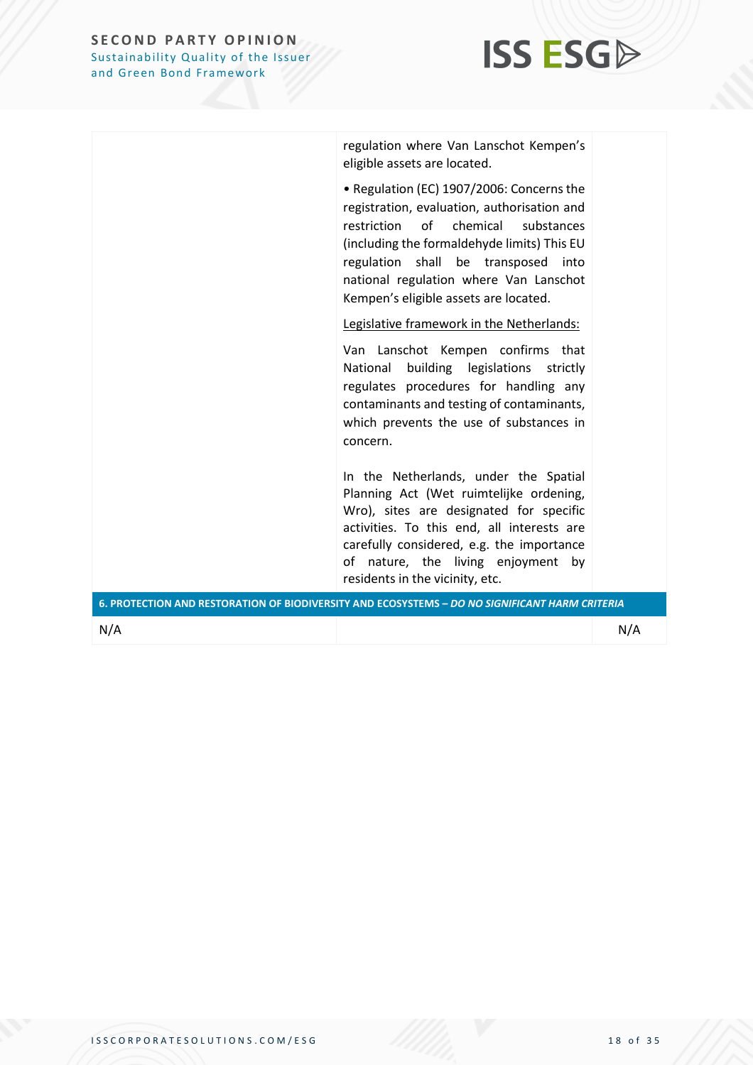| | | |
|---|---|---|
| | regulation where Van Lanschot Kempen's eligible assets are located.<br><br>• Regulation (EC) 1907/2006: Concerns the registration, evaluation, authorisation and restriction of chemical substances (including the formaldehyde limits) This EU regulation shall be transposed into national regulation where Van Lanschot Kempen's eligible assets are located.<br><br>Legislative framework in the Netherlands:<br><br>Van Lanschot Kempen confirms that National building legislations strictly regulates procedures for handling any contaminants and testing of contaminants, which prevents the use of substances in concern.<br><br>In the Netherlands, under the Spatial Planning Act (Wet ruimtelijke ordening, Wro), sites are designated for specific activities. To this end, all interests are carefully considered, e.g. the importance of nature, the living enjoyment by residents in the vicinity, etc. | |
| **6. PROTECTION AND RESTORATION OF BIODIVERSITY AND ECOSYSTEMS – *DO NO SIGNIFICANT HARM CRITERIA*** | | |
| N/A | | N/A |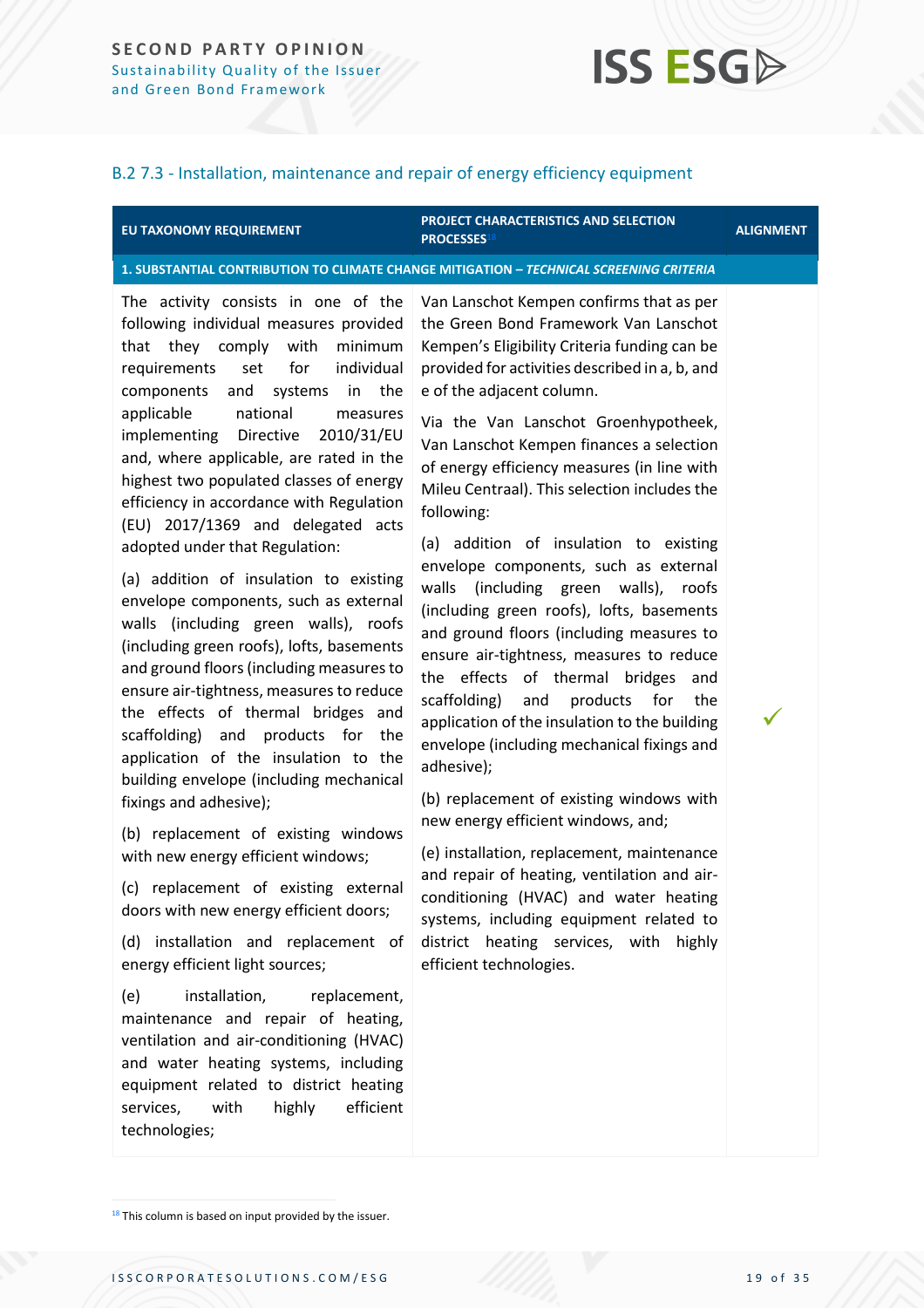## B.2 7.3 - Installation, maintenance and repair of energy efficiency equipment

| EU TAXONOMY REQUIREMENT | PROJECT CHARACTERISTICS AND SELECTION PROCESSES[18] | ALIGNMENT |
|---|---|---|
| **1. SUBSTANTIAL CONTRIBUTION TO CLIMATE CHANGE MITIGATION – *TECHNICAL SCREENING CRITERIA*** | | |
| The activity consists in one of the following individual measures provided that they comply with minimum requirements set for individual components and systems in the applicable national measures implementing Directive 2010/31/EU and, where applicable, are rated in the highest two populated classes of energy efficiency in accordance with Regulation (EU) 2017/1369 and delegated acts adopted under that Regulation:<br><br>(a) addition of insulation to existing envelope components, such as external walls (including green walls), roofs (including green roofs), lofts, basements and ground floors (including measures to ensure air-tightness, measures to reduce the effects of thermal bridges and scaffolding) and products for the application of the insulation to the building envelope (including mechanical fixings and adhesive);<br><br>(b) replacement of existing windows with new energy efficient windows;<br><br>(c) replacement of existing external doors with new energy efficient doors;<br><br>(d) installation and replacement of energy efficient light sources;<br><br>(e) installation, replacement, maintenance and repair of heating, ventilation and air-conditioning (HVAC) and water heating systems, including equipment related to district heating services, with highly efficient technologies; | Van Lanschot Kempen confirms that as per the Green Bond Framework Van Lanschot Kempen's Eligibility Criteria funding can be provided for activities described in a, b, and e of the adjacent column.<br><br>Via the Van Lanschot Groenhypotheek, Van Lanschot Kempen finances a selection of energy efficiency measures (in line with Mileu Centraal). This selection includes the following:<br><br>(a) addition of insulation to existing envelope components, such as external walls (including green walls), roofs (including green roofs), lofts, basements and ground floors (including measures to ensure air-tightness, measures to reduce the effects of thermal bridges and scaffolding) and products for the application of the insulation to the building envelope (including mechanical fixings and adhesive);<br><br>(b) replacement of existing windows with new energy efficient windows, and;<br><br>(e) installation, replacement, maintenance and repair of heating, ventilation and air-conditioning (HVAC) and water heating systems, including equipment related to district heating services, with highly efficient technologies. | ✓ |

[18] This column is based on input provided by the issuer.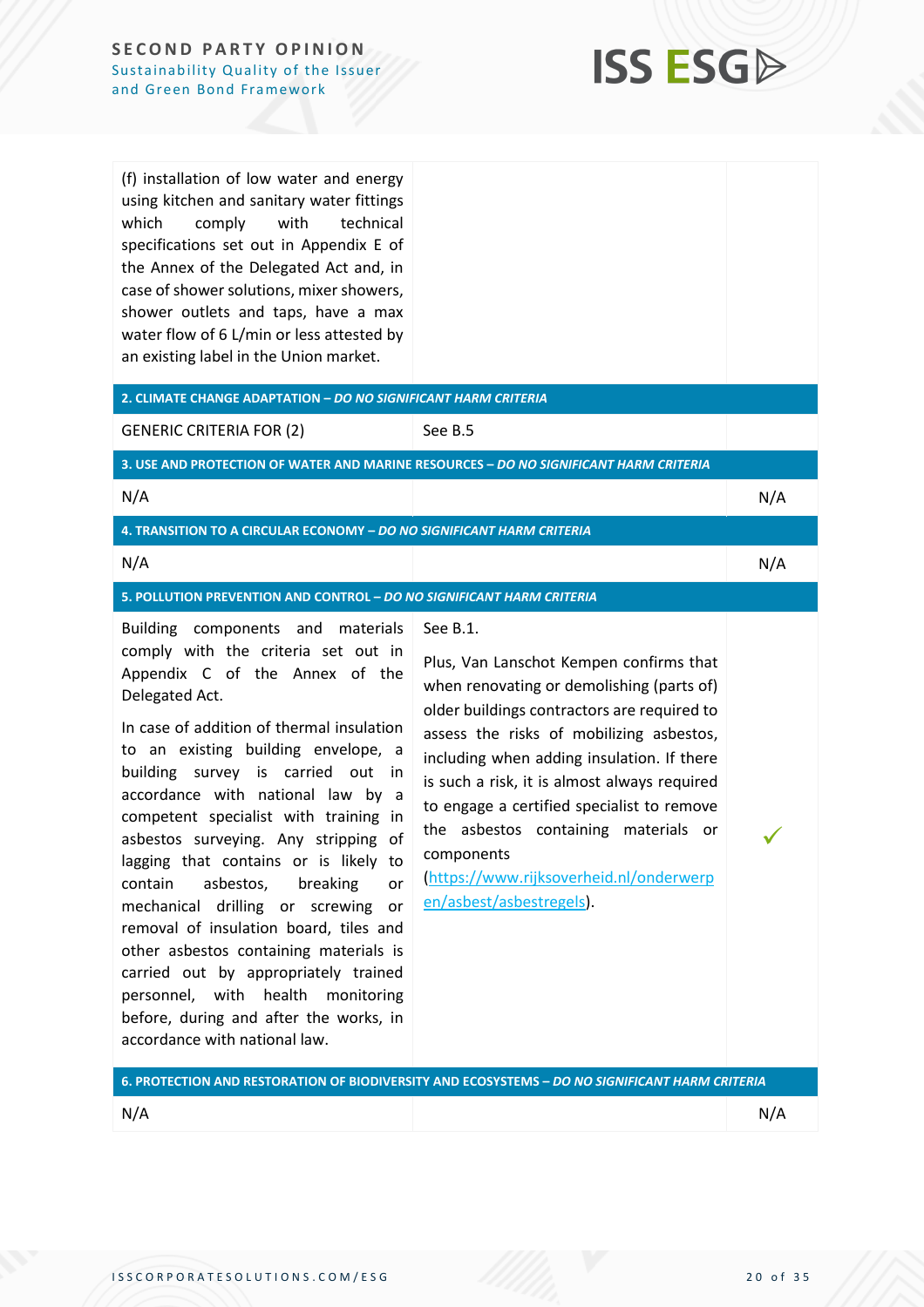| | | |
|---|---|---|
| (f) installation of low water and energy using kitchen and sanitary water fittings which comply with technical specifications set out in Appendix E of the Annex of the Delegated Act and, in case of shower solutions, mixer showers, shower outlets and taps, have a max water flow of 6 L/min or less attested by an existing label in the Union market. | | |
| **2. CLIMATE CHANGE ADAPTATION – *DO NO SIGNIFICANT HARM CRITERIA*** | | |
| GENERIC CRITERIA FOR (2) | See B.5 | |
| **3. USE AND PROTECTION OF WATER AND MARINE RESOURCES – *DO NO SIGNIFICANT HARM CRITERIA*** | | |
| N/A | | N/A |
| **4. TRANSITION TO A CIRCULAR ECONOMY – *DO NO SIGNIFICANT HARM CRITERIA*** | | |
| N/A | | N/A |
| **5. POLLUTION PREVENTION AND CONTROL – *DO NO SIGNIFICANT HARM CRITERIA*** | | |
| Building components and materials comply with the criteria set out in Appendix C of the Annex of the Delegated Act.<br><br>In case of addition of thermal insulation to an existing building envelope, a building survey is carried out in accordance with national law by a competent specialist with training in asbestos surveying. Any stripping of lagging that contains or is likely to contain asbestos, breaking or mechanical drilling or screwing or removal of insulation board, tiles and other asbestos containing materials is carried out by appropriately trained personnel, with health monitoring before, during and after the works, in accordance with national law. | See B.1.<br><br>Plus, Van Lanschot Kempen confirms that when renovating or demolishing (parts of) older buildings contractors are required to assess the risks of mobilizing asbestos, including when adding insulation. If there is such a risk, it is almost always required to engage a certified specialist to remove the asbestos containing materials or components (https://www.rijksoverheid.nl/onderwerpen/asbest/asbestregels). | ✓ |
| **6. PROTECTION AND RESTORATION OF BIODIVERSITY AND ECOSYSTEMS – *DO NO SIGNIFICANT HARM CRITERIA*** | | |
| N/A | | N/A |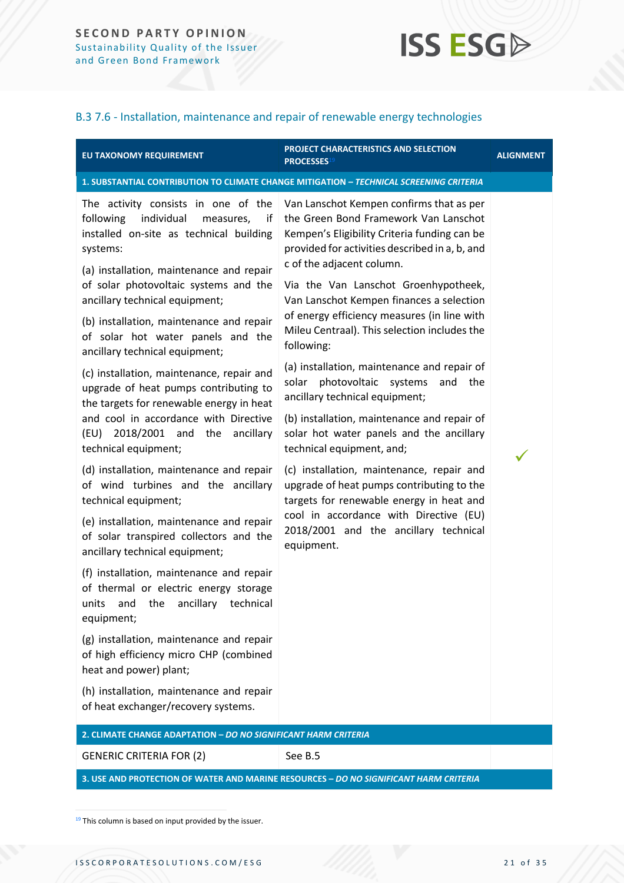### B.3 7.6 - Installation, maintenance and repair of renewable energy technologies

| EU TAXONOMY REQUIREMENT | PROJECT CHARACTERISTICS AND SELECTION PROCESSES[19] | ALIGNMENT |
|---|---|---|
| **1. SUBSTANTIAL CONTRIBUTION TO CLIMATE CHANGE MITIGATION – *TECHNICAL SCREENING CRITERIA*** | | |
| The activity consists in one of the following individual measures, if installed on-site as technical building systems:<br><br>(a) installation, maintenance and repair of solar photovoltaic systems and the ancillary technical equipment;<br><br>(b) installation, maintenance and repair of solar hot water panels and the ancillary technical equipment;<br><br>(c) installation, maintenance, repair and upgrade of heat pumps contributing to the targets for renewable energy in heat and cool in accordance with Directive (EU) 2018/2001 and the ancillary technical equipment;<br><br>(d) installation, maintenance and repair of wind turbines and the ancillary technical equipment;<br><br>(e) installation, maintenance and repair of solar transpired collectors and the ancillary technical equipment;<br><br>(f) installation, maintenance and repair of thermal or electric energy storage units and the ancillary technical equipment;<br><br>(g) installation, maintenance and repair of high efficiency micro CHP (combined heat and power) plant;<br><br>(h) installation, maintenance and repair of heat exchanger/recovery systems. | Van Lanschot Kempen confirms that as per the Green Bond Framework Van Lanschot Kempen's Eligibility Criteria funding can be provided for activities described in a, b, and c of the adjacent column.<br><br>Via the Van Lanschot Groenhypotheek, Van Lanschot Kempen finances a selection of energy efficiency measures (in line with Mileu Centraal). This selection includes the following:<br><br>(a) installation, maintenance and repair of solar photovoltaic systems and the ancillary technical equipment;<br><br>(b) installation, maintenance and repair of solar hot water panels and the ancillary technical equipment, and;<br><br>(c) installation, maintenance, repair and upgrade of heat pumps contributing to the targets for renewable energy in heat and cool in accordance with Directive (EU) 2018/2001 and the ancillary technical equipment. | ✓ |
| **2. CLIMATE CHANGE ADAPTATION – *DO NO SIGNIFICANT HARM CRITERIA*** | | |
| GENERIC CRITERIA FOR (2) | See B.5 | |
| **3. USE AND PROTECTION OF WATER AND MARINE RESOURCES – *DO NO SIGNIFICANT HARM CRITERIA*** | | |

[19] This column is based on input provided by the issuer.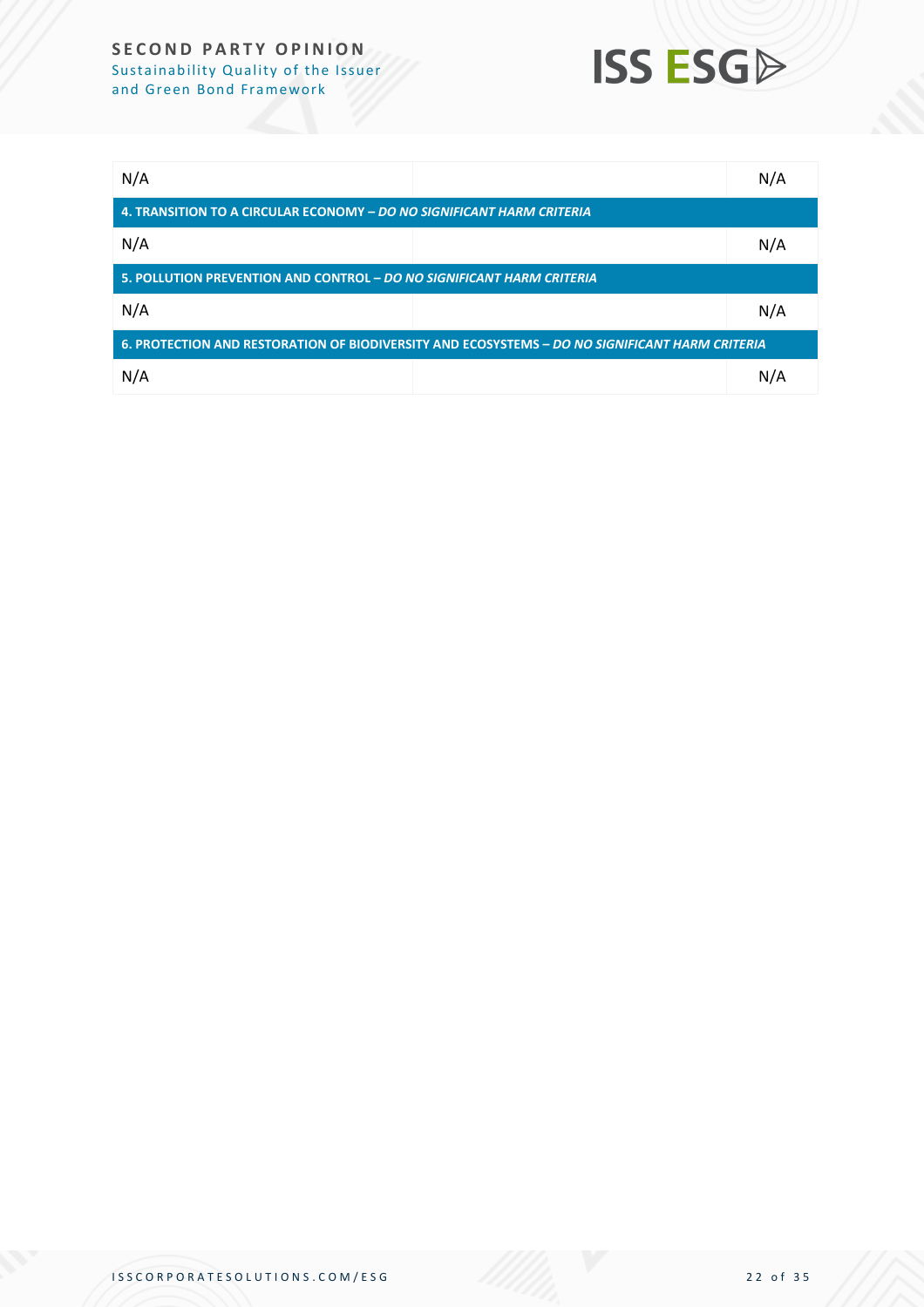| | | |
|---|---|---|
| N/A | | N/A |
| **4. TRANSITION TO A CIRCULAR ECONOMY –** ***DO NO SIGNIFICANT HARM CRITERIA*** | | |
| N/A | | N/A |
| **5. POLLUTION PREVENTION AND CONTROL –** ***DO NO SIGNIFICANT HARM CRITERIA*** | | |
| N/A | | N/A |
| **6. PROTECTION AND RESTORATION OF BIODIVERSITY AND ECOSYSTEMS –** ***DO NO SIGNIFICANT HARM CRITERIA*** | | |
| N/A | | N/A |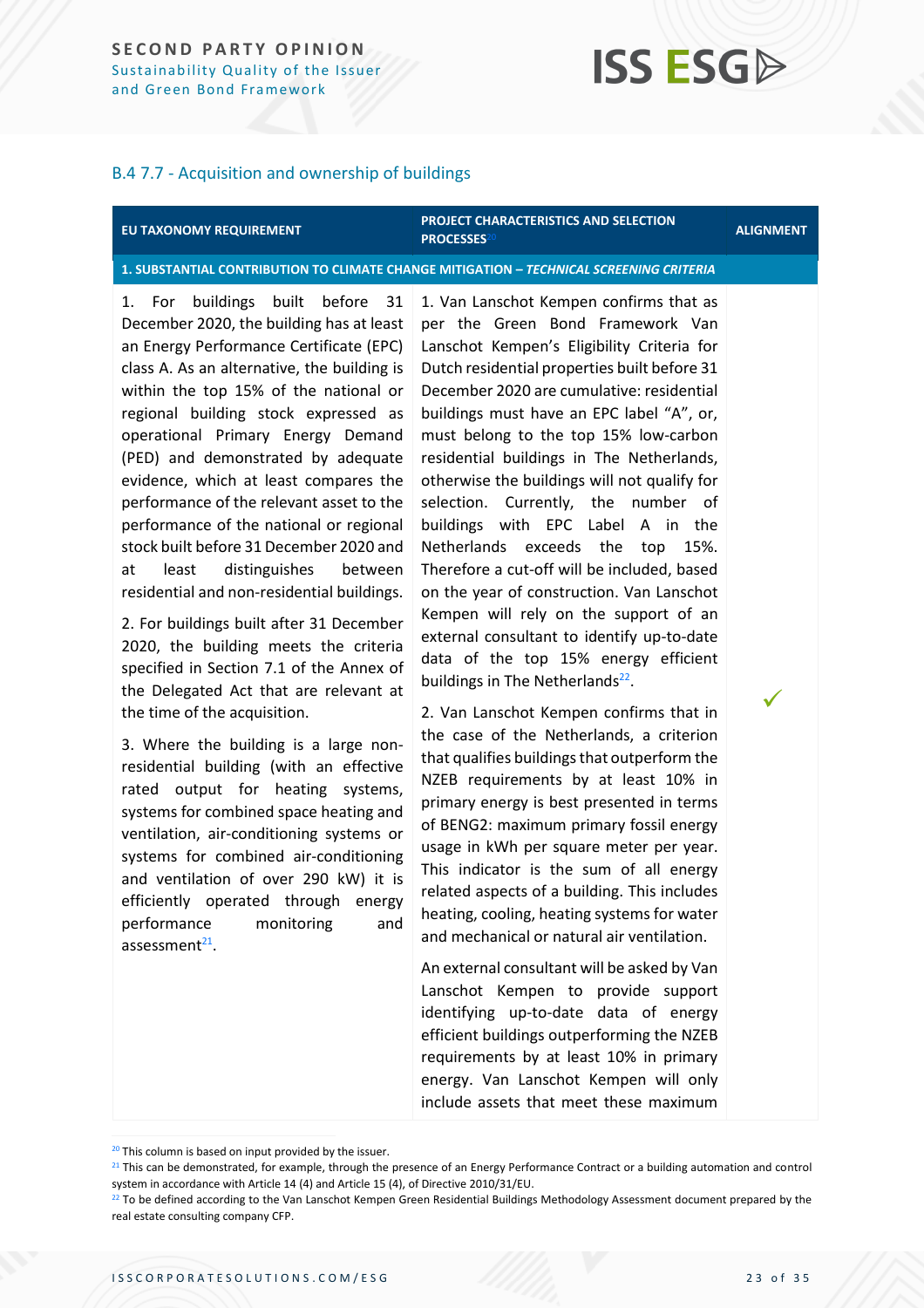## B.4 7.7 - Acquisition and ownership of buildings

| EU TAXONOMY REQUIREMENT | PROJECT CHARACTERISTICS AND SELECTION PROCESSES[20] | ALIGNMENT |
|---|---|---|
| **1. SUBSTANTIAL CONTRIBUTION TO CLIMATE CHANGE MITIGATION – *TECHNICAL SCREENING CRITERIA*** | | |
| 1. For buildings built before 31 December 2020, the building has at least an Energy Performance Certificate (EPC) class A. As an alternative, the building is within the top 15% of the national or regional building stock expressed as operational Primary Energy Demand (PED) and demonstrated by adequate evidence, which at least compares the performance of the relevant asset to the performance of the national or regional stock built before 31 December 2020 and at least distinguishes between residential and non-residential buildings.<br><br>2. For buildings built after 31 December 2020, the building meets the criteria specified in Section 7.1 of the Annex of the Delegated Act that are relevant at the time of the acquisition.<br><br>3. Where the building is a large non-residential building (with an effective rated output for heating systems, systems for combined space heating and ventilation, air-conditioning systems or systems for combined air-conditioning and ventilation of over 290 kW) it is efficiently operated through energy performance monitoring and assessment[21]. | 1. Van Lanschot Kempen confirms that as per the Green Bond Framework Van Lanschot Kempen's Eligibility Criteria for Dutch residential properties built before 31 December 2020 are cumulative: residential buildings must have an EPC label "A", or, must belong to the top 15% low-carbon residential buildings in The Netherlands, otherwise the buildings will not qualify for selection. Currently, the number of buildings with EPC Label A in the Netherlands exceeds the top 15%. Therefore a cut-off will be included, based on the year of construction. Van Lanschot Kempen will rely on the support of an external consultant to identify up-to-date data of the top 15% energy efficient buildings in The Netherlands[22].<br><br>2. Van Lanschot Kempen confirms that in the case of the Netherlands, a criterion that qualifies buildings that outperform the NZEB requirements by at least 10% in primary energy is best presented in terms of BENG2: maximum primary fossil energy usage in kWh per square meter per year. This indicator is the sum of all energy related aspects of a building. This includes heating, cooling, heating systems for water and mechanical or natural air ventilation.<br><br>An external consultant will be asked by Van Lanschot Kempen to provide support identifying up-to-date data of energy efficient buildings outperforming the NZEB requirements by at least 10% in primary energy. Van Lanschot Kempen will only include assets that meet these maximum | ✓ |

[20] This column is based on input provided by the issuer.

[21] This can be demonstrated, for example, through the presence of an Energy Performance Contract or a building automation and control system in accordance with Article 14 (4) and Article 15 (4), of Directive 2010/31/EU.

[22] To be defined according to the Van Lanschot Kempen Green Residential Buildings Methodology Assessment document prepared by the real estate consulting company CFP.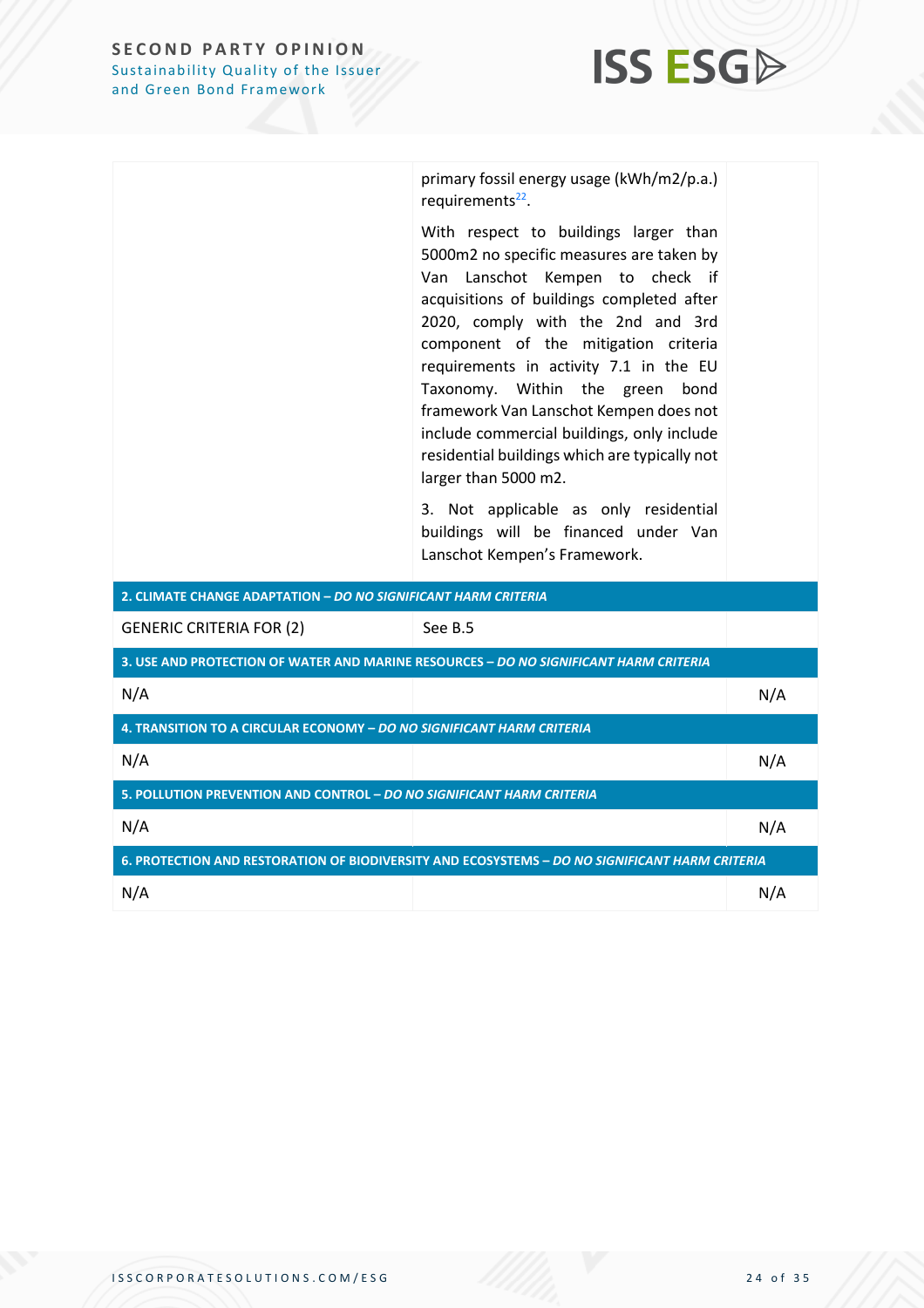| | | |
|---|---|---|
| | primary fossil energy usage (kWh/m2/p.a.) requirements[22].<br><br>With respect to buildings larger than 5000m2 no specific measures are taken by Van Lanschot Kempen to check if acquisitions of buildings completed after 2020, comply with the 2nd and 3rd component of the mitigation criteria requirements in activity 7.1 in the EU Taxonomy. Within the green bond framework Van Lanschot Kempen does not include commercial buildings, only include residential buildings which are typically not larger than 5000 m2.<br><br>3. Not applicable as only residential buildings will be financed under Van Lanschot Kempen's Framework. | |
| **2. CLIMATE CHANGE ADAPTATION – *DO NO SIGNIFICANT HARM CRITERIA*** | | |
| GENERIC CRITERIA FOR (2) | See B.5 | |
| **3. USE AND PROTECTION OF WATER AND MARINE RESOURCES – *DO NO SIGNIFICANT HARM CRITERIA*** | | |
| N/A | | N/A |
| **4. TRANSITION TO A CIRCULAR ECONOMY – *DO NO SIGNIFICANT HARM CRITERIA*** | | |
| N/A | | N/A |
| **5. POLLUTION PREVENTION AND CONTROL – *DO NO SIGNIFICANT HARM CRITERIA*** | | |
| N/A | | N/A |
| **6. PROTECTION AND RESTORATION OF BIODIVERSITY AND ECOSYSTEMS – *DO NO SIGNIFICANT HARM CRITERIA*** | | |
| N/A | | N/A |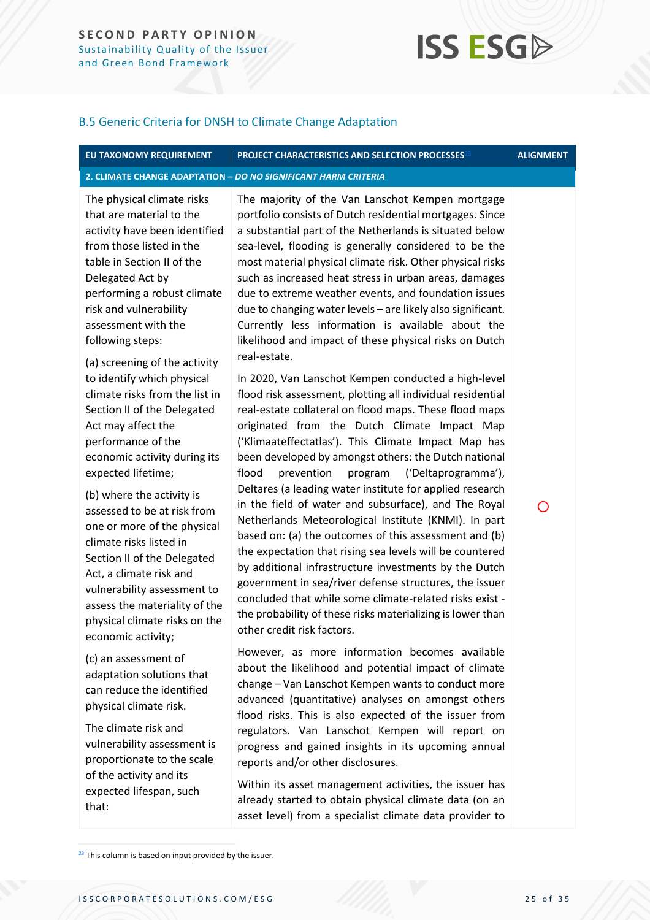## B.5 Generic Criteria for DNSH to Climate Change Adaptation

| EU TAXONOMY REQUIREMENT | PROJECT CHARACTERISTICS AND SELECTION PROCESSES[23] | ALIGNMENT |
|---|---|---|
| **2. CLIMATE CHANGE ADAPTATION – *DO NO SIGNIFICANT HARM CRITERIA*** | | |
| The physical climate risks that are material to the activity have been identified from those listed in the table in Section II of the Delegated Act by performing a robust climate risk and vulnerability assessment with the following steps:<br><br>(a) screening of the activity to identify which physical climate risks from the list in Section II of the Delegated Act may affect the performance of the economic activity during its expected lifetime;<br><br>(b) where the activity is assessed to be at risk from one or more of the physical climate risks listed in Section II of the Delegated Act, a climate risk and vulnerability assessment to assess the materiality of the physical climate risks on the economic activity;<br><br>(c) an assessment of adaptation solutions that can reduce the identified physical climate risk.<br><br>The climate risk and vulnerability assessment is proportionate to the scale of the activity and its expected lifespan, such that: | The majority of the Van Lanschot Kempen mortgage portfolio consists of Dutch residential mortgages. Since a substantial part of the Netherlands is situated below sea-level, flooding is generally considered to be the most material physical climate risk. Other physical risks such as increased heat stress in urban areas, damages due to extreme weather events, and foundation issues due to changing water levels – are likely also significant. Currently less information is available about the likelihood and impact of these physical risks on Dutch real-estate.<br><br>In 2020, Van Lanschot Kempen conducted a high-level flood risk assessment, plotting all individual residential real-estate collateral on flood maps. These flood maps originated from the Dutch Climate Impact Map ('Klimaateffectatlas'). This Climate Impact Map has been developed by amongst others: the Dutch national flood prevention program ('Deltaprogramma'), Deltares (a leading water institute for applied research in the field of water and subsurface), and The Royal Netherlands Meteorological Institute (KNMI). In part based on: (a) the outcomes of this assessment and (b) the expectation that rising sea levels will be countered by additional infrastructure investments by the Dutch government in sea/river defense structures, the issuer concluded that while some climate-related risks exist - the probability of these risks materializing is lower than other credit risk factors.<br><br>However, as more information becomes available about the likelihood and potential impact of climate change – Van Lanschot Kempen wants to conduct more advanced (quantitative) analyses on amongst others flood risks. This is also expected of the issuer from regulators. Van Lanschot Kempen will report on progress and gained insights in its upcoming annual reports and/or other disclosures.<br><br>Within its asset management activities, the issuer has already started to obtain physical climate data (on an asset level) from a specialist climate data provider to | ○ |

[23] This column is based on input provided by the issuer.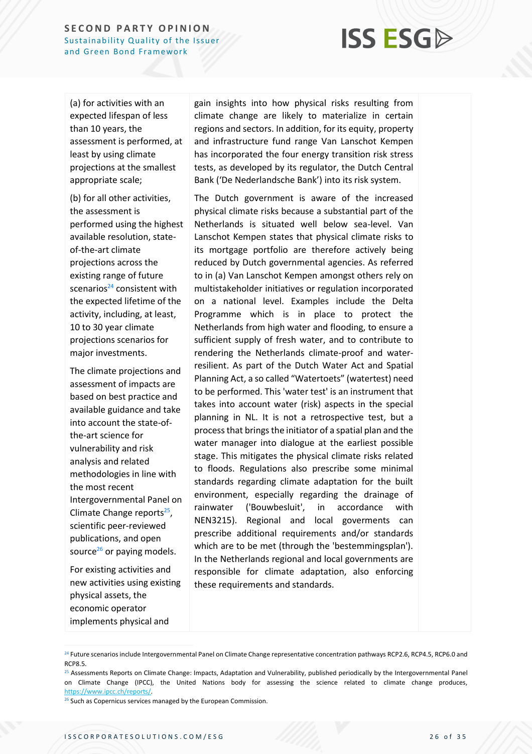| | | |
|---|---|---|
| (a) for activities with an expected lifespan of less than 10 years, the assessment is performed, at least by using climate projections at the smallest appropriate scale;<br><br>(b) for all other activities, the assessment is performed using the highest available resolution, state-of-the-art climate projections across the existing range of future scenarios[24] consistent with the expected lifetime of the activity, including, at least, 10 to 30 year climate projections scenarios for major investments.<br><br>The climate projections and assessment of impacts are based on best practice and available guidance and take into account the state-of-the-art science for vulnerability and risk analysis and related methodologies in line with the most recent Intergovernmental Panel on Climate Change reports[25], scientific peer-reviewed publications, and open source[26] or paying models.<br><br>For existing activities and new activities using existing physical assets, the economic operator implements physical and | gain insights into how physical risks resulting from climate change are likely to materialize in certain regions and sectors. In addition, for its equity, property and infrastructure fund range Van Lanschot Kempen has incorporated the four energy transition risk stress tests, as developed by its regulator, the Dutch Central Bank ('De Nederlandsche Bank') into its risk system.<br><br>The Dutch government is aware of the increased physical climate risks because a substantial part of the Netherlands is situated well below sea-level. Van Lanschot Kempen states that physical climate risks to its mortgage portfolio are therefore actively being reduced by Dutch governmental agencies. As referred to in (a) Van Lanschot Kempen amongst others rely on multistakeholder initiatives or regulation incorporated on a national level. Examples include the Delta Programme which is in place to protect the Netherlands from high water and flooding, to ensure a sufficient supply of fresh water, and to contribute to rendering the Netherlands climate-proof and water-resilient. As part of the Dutch Water Act and Spatial Planning Act, a so called "Watertoets" (watertest) need to be performed. This 'water test' is an instrument that takes into account water (risk) aspects in the special planning in NL. It is not a retrospective test, but a process that brings the initiator of a spatial plan and the water manager into dialogue at the earliest possible stage. This mitigates the physical climate risks related to floods. Regulations also prescribe some minimal standards regarding climate adaptation for the built environment, especially regarding the drainage of rainwater ('Bouwbesluit', in accordance with NEN3215). Regional and local goverments can prescribe additional requirements and/or standards which are to be met (through the 'bestemmingsplan'). In the Netherlands regional and local governments are responsible for climate adaptation, also enforcing these requirements and standards. | |

[24] Future scenarios include Intergovernmental Panel on Climate Change representative concentration pathways RCP2.6, RCP4.5, RCP6.0 and RCP8.5.

[25] Assessments Reports on Climate Change: Impacts, Adaptation and Vulnerability, published periodically by the Intergovernmental Panel on Climate Change (IPCC), the United Nations body for assessing the science related to climate change produces, https://www.ipcc.ch/reports/.

[26] Such as Copernicus services managed by the European Commission.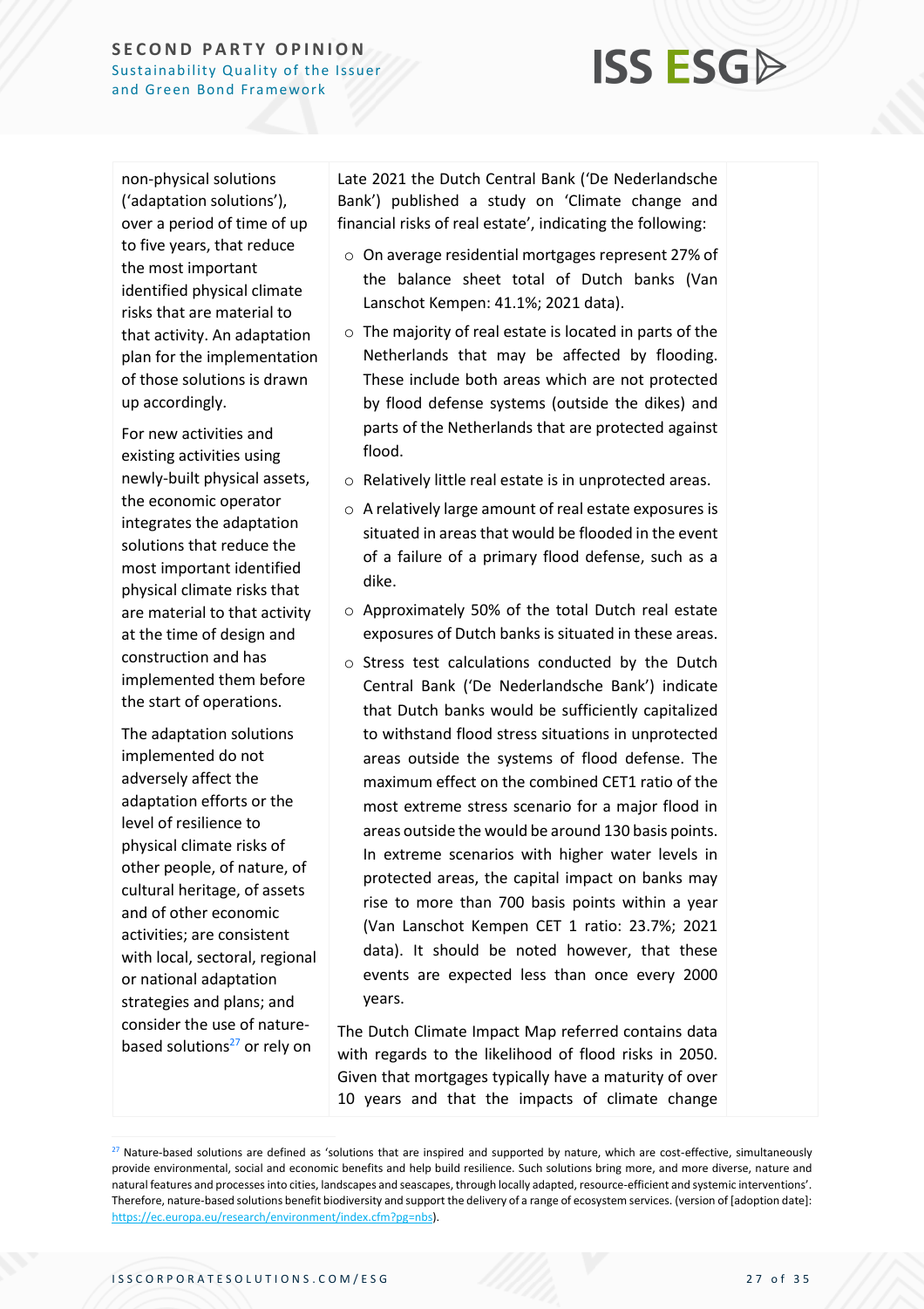| | | |
|---|---|---|
| non-physical solutions ('adaptation solutions'), over a period of time of up to five years, that reduce the most important identified physical climate risks that are material to that activity. An adaptation plan for the implementation of those solutions is drawn up accordingly.<br><br>For new activities and existing activities using newly-built physical assets, the economic operator integrates the adaptation solutions that reduce the most important identified physical climate risks that are material to that activity at the time of design and construction and has implemented them before the start of operations.<br><br>The adaptation solutions implemented do not adversely affect the adaptation efforts or the level of resilience to physical climate risks of other people, of nature, of cultural heritage, of assets and of other economic activities; are consistent with local, sectoral, regional or national adaptation strategies and plans; and consider the use of nature-based solutions[27] or rely on | Late 2021 the Dutch Central Bank ('De Nederlandsche Bank') published a study on 'Climate change and financial risks of real estate', indicating the following:<br><br>○ On average residential mortgages represent 27% of the balance sheet total of Dutch banks (Van Lanschot Kempen: 41.1%; 2021 data).<br>○ The majority of real estate is located in parts of the Netherlands that may be affected by flooding. These include both areas which are not protected by flood defense systems (outside the dikes) and parts of the Netherlands that are protected against flood.<br>○ Relatively little real estate is in unprotected areas.<br>○ A relatively large amount of real estate exposures is situated in areas that would be flooded in the event of a failure of a primary flood defense, such as a dike.<br>○ Approximately 50% of the total Dutch real estate exposures of Dutch banks is situated in these areas.<br>○ Stress test calculations conducted by the Dutch Central Bank ('De Nederlandsche Bank') indicate that Dutch banks would be sufficiently capitalized to withstand flood stress situations in unprotected areas outside the systems of flood defense. The maximum effect on the combined CET1 ratio of the most extreme stress scenario for a major flood in areas outside the would be around 130 basis points. In extreme scenarios with higher water levels in protected areas, the capital impact on banks may rise to more than 700 basis points within a year (Van Lanschot Kempen CET 1 ratio: 23.7%; 2021 data). It should be noted however, that these events are expected less than once every 2000 years.<br><br>The Dutch Climate Impact Map referred contains data with regards to the likelihood of flood risks in 2050. Given that mortgages typically have a maturity of over 10 years and that the impacts of climate change | |

[27] Nature-based solutions are defined as 'solutions that are inspired and supported by nature, which are cost-effective, simultaneously provide environmental, social and economic benefits and help build resilience. Such solutions bring more, and more diverse, nature and natural features and processes into cities, landscapes and seascapes, through locally adapted, resource-efficient and systemic interventions'. Therefore, nature-based solutions benefit biodiversity and support the delivery of a range of ecosystem services. (version of [adoption date]: https://ec.europa.eu/research/environment/index.cfm?pg=nbs).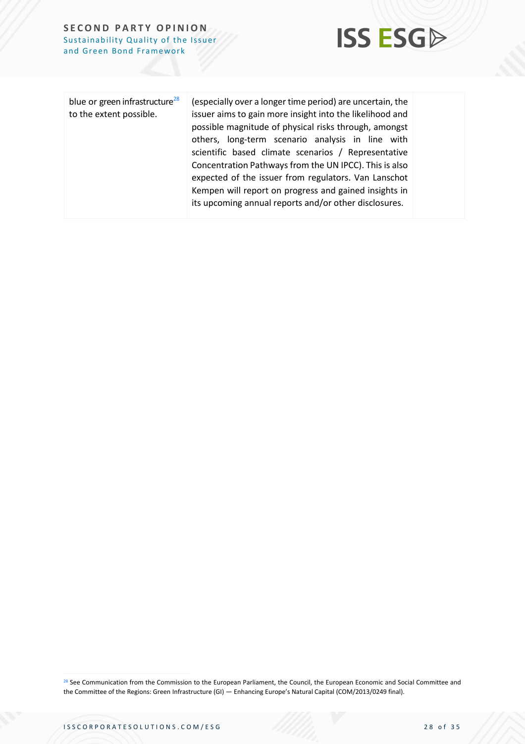| | | |
|---|---|---|
| blue or green infrastructure[28] to the extent possible. | (especially over a longer time period) are uncertain, the issuer aims to gain more insight into the likelihood and possible magnitude of physical risks through, amongst others, long-term scenario analysis in line with scientific based climate scenarios / Representative Concentration Pathways from the UN IPCC). This is also expected of the issuer from regulators. Van Lanschot Kempen will report on progress and gained insights in its upcoming annual reports and/or other disclosures. | |

[28] See Communication from the Commission to the European Parliament, the Council, the European Economic and Social Committee and the Committee of the Regions: Green Infrastructure (GI) — Enhancing Europe's Natural Capital (COM/2013/0249 final).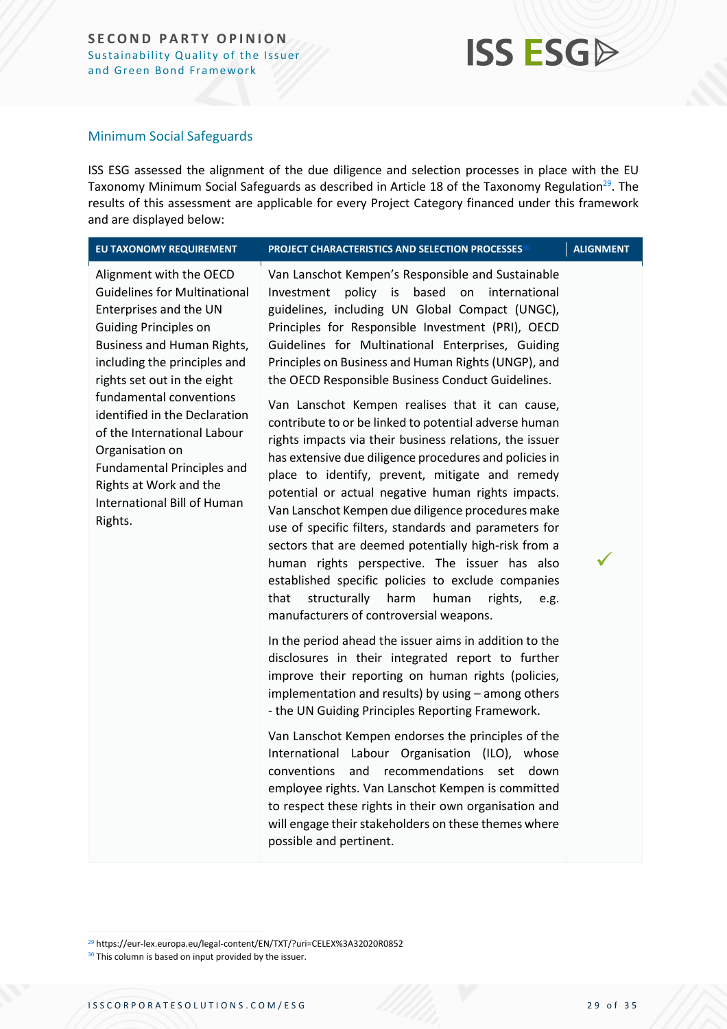## Minimum Social Safeguards

ISS ESG assessed the alignment of the due diligence and selection processes in place with the EU Taxonomy Minimum Social Safeguards as described in Article 18 of the Taxonomy Regulation[29]. The results of this assessment are applicable for every Project Category financed under this framework and are displayed below:

| EU TAXONOMY REQUIREMENT | PROJECT CHARACTERISTICS AND SELECTION PROCESSES[30] | ALIGNMENT |
|---|---|---|
| Alignment with the OECD Guidelines for Multinational Enterprises and the UN Guiding Principles on Business and Human Rights, including the principles and rights set out in the eight fundamental conventions identified in the Declaration of the International Labour Organisation on Fundamental Principles and Rights at Work and the International Bill of Human Rights. | Van Lanschot Kempen's Responsible and Sustainable Investment policy is based on international guidelines, including UN Global Compact (UNGC), Principles for Responsible Investment (PRI), OECD Guidelines for Multinational Enterprises, Guiding Principles on Business and Human Rights (UNGP), and the OECD Responsible Business Conduct Guidelines.<br><br>Van Lanschot Kempen realises that it can cause, contribute to or be linked to potential adverse human rights impacts via their business relations, the issuer has extensive due diligence procedures and policies in place to identify, prevent, mitigate and remedy potential or actual negative human rights impacts. Van Lanschot Kempen due diligence procedures make use of specific filters, standards and parameters for sectors that are deemed potentially high-risk from a human rights perspective. The issuer has also established specific policies to exclude companies that structurally harm human rights, e.g. manufacturers of controversial weapons.<br><br>In the period ahead the issuer aims in addition to the disclosures in their integrated report to further improve their reporting on human rights (policies, implementation and results) by using – among others - the UN Guiding Principles Reporting Framework.<br><br>Van Lanschot Kempen endorses the principles of the International Labour Organisation (ILO), whose conventions and recommendations set down employee rights. Van Lanschot Kempen is committed to respect these rights in their own organisation and will engage their stakeholders on these themes where possible and pertinent. | ✓ |

[29] https://eur-lex.europa.eu/legal-content/EN/TXT/?uri=CELEX%3A32020R0852

[30] This column is based on input provided by the issuer.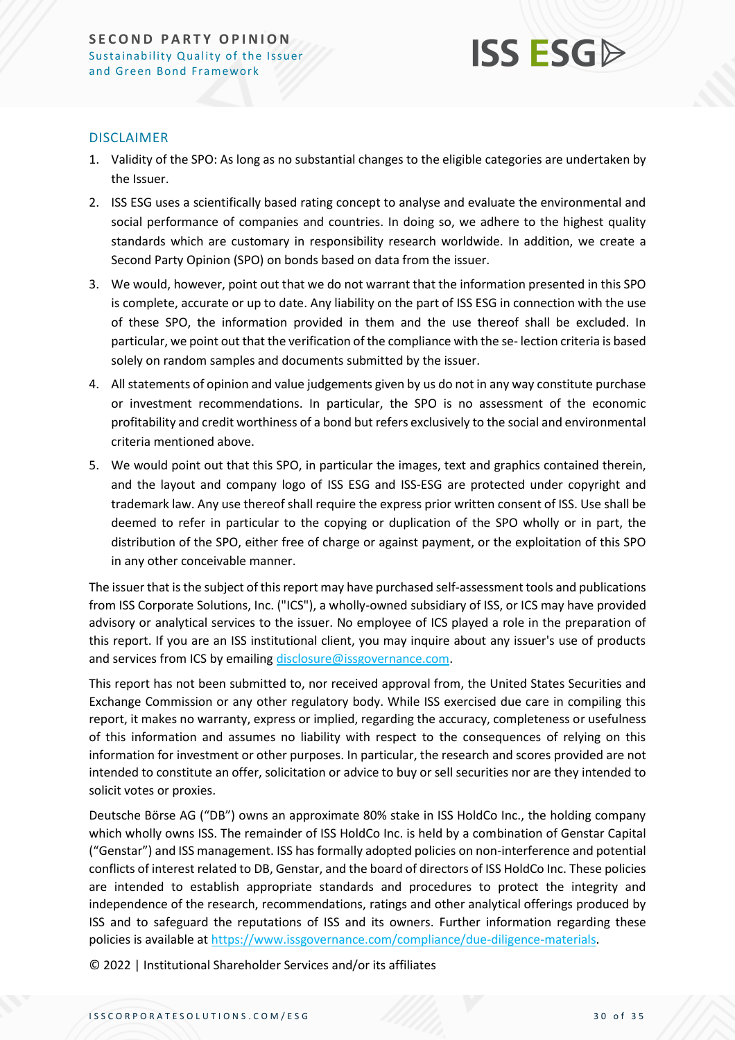## DISCLAIMER

1. Validity of the SPO: As long as no substantial changes to the eligible categories are undertaken by the Issuer.
2. ISS ESG uses a scientifically based rating concept to analyse and evaluate the environmental and social performance of companies and countries. In doing so, we adhere to the highest quality standards which are customary in responsibility research worldwide. In addition, we create a Second Party Opinion (SPO) on bonds based on data from the issuer.
3. We would, however, point out that we do not warrant that the information presented in this SPO is complete, accurate or up to date. Any liability on the part of ISS ESG in connection with the use of these SPO, the information provided in them and the use thereof shall be excluded. In particular, we point out that the verification of the compliance with the se- lection criteria is based solely on random samples and documents submitted by the issuer.
4. All statements of opinion and value judgements given by us do not in any way constitute purchase or investment recommendations. In particular, the SPO is no assessment of the economic profitability and credit worthiness of a bond but refers exclusively to the social and environmental criteria mentioned above.
5. We would point out that this SPO, in particular the images, text and graphics contained therein, and the layout and company logo of ISS ESG and ISS-ESG are protected under copyright and trademark law. Any use thereof shall require the express prior written consent of ISS. Use shall be deemed to refer in particular to the copying or duplication of the SPO wholly or in part, the distribution of the SPO, either free of charge or against payment, or the exploitation of this SPO in any other conceivable manner.

The issuer that is the subject of this report may have purchased self-assessment tools and publications from ISS Corporate Solutions, Inc. ("ICS"), a wholly-owned subsidiary of ISS, or ICS may have provided advisory or analytical services to the issuer. No employee of ICS played a role in the preparation of this report. If you are an ISS institutional client, you may inquire about any issuer's use of products and services from ICS by emailing disclosure@issgovernance.com.

This report has not been submitted to, nor received approval from, the United States Securities and Exchange Commission or any other regulatory body. While ISS exercised due care in compiling this report, it makes no warranty, express or implied, regarding the accuracy, completeness or usefulness of this information and assumes no liability with respect to the consequences of relying on this information for investment or other purposes. In particular, the research and scores provided are not intended to constitute an offer, solicitation or advice to buy or sell securities nor are they intended to solicit votes or proxies.

Deutsche Börse AG ("DB") owns an approximate 80% stake in ISS HoldCo Inc., the holding company which wholly owns ISS. The remainder of ISS HoldCo Inc. is held by a combination of Genstar Capital ("Genstar") and ISS management. ISS has formally adopted policies on non-interference and potential conflicts of interest related to DB, Genstar, and the board of directors of ISS HoldCo Inc. These policies are intended to establish appropriate standards and procedures to protect the integrity and independence of the research, recommendations, ratings and other analytical offerings produced by ISS and to safeguard the reputations of ISS and its owners. Further information regarding these policies is available at https://www.issgovernance.com/compliance/due-diligence-materials.

© 2022 | Institutional Shareholder Services and/or its affiliates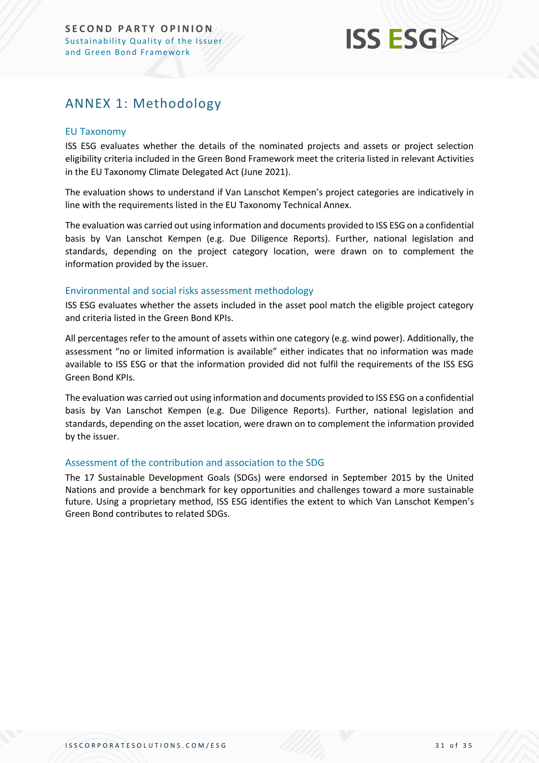# ANNEX 1: Methodology

## EU Taxonomy

ISS ESG evaluates whether the details of the nominated projects and assets or project selection eligibility criteria included in the Green Bond Framework meet the criteria listed in relevant Activities in the EU Taxonomy Climate Delegated Act (June 2021).

The evaluation shows to understand if Van Lanschot Kempen's project categories are indicatively in line with the requirements listed in the EU Taxonomy Technical Annex.

The evaluation was carried out using information and documents provided to ISS ESG on a confidential basis by Van Lanschot Kempen (e.g. Due Diligence Reports). Further, national legislation and standards, depending on the project category location, were drawn on to complement the information provided by the issuer.

## Environmental and social risks assessment methodology

ISS ESG evaluates whether the assets included in the asset pool match the eligible project category and criteria listed in the Green Bond KPIs.

All percentages refer to the amount of assets within one category (e.g. wind power). Additionally, the assessment "no or limited information is available" either indicates that no information was made available to ISS ESG or that the information provided did not fulfil the requirements of the ISS ESG Green Bond KPIs.

The evaluation was carried out using information and documents provided to ISS ESG on a confidential basis by Van Lanschot Kempen (e.g. Due Diligence Reports). Further, national legislation and standards, depending on the asset location, were drawn on to complement the information provided by the issuer.

## Assessment of the contribution and association to the SDG

The 17 Sustainable Development Goals (SDGs) were endorsed in September 2015 by the United Nations and provide a benchmark for key opportunities and challenges toward a more sustainable future. Using a proprietary method, ISS ESG identifies the extent to which Van Lanschot Kempen's Green Bond contributes to related SDGs.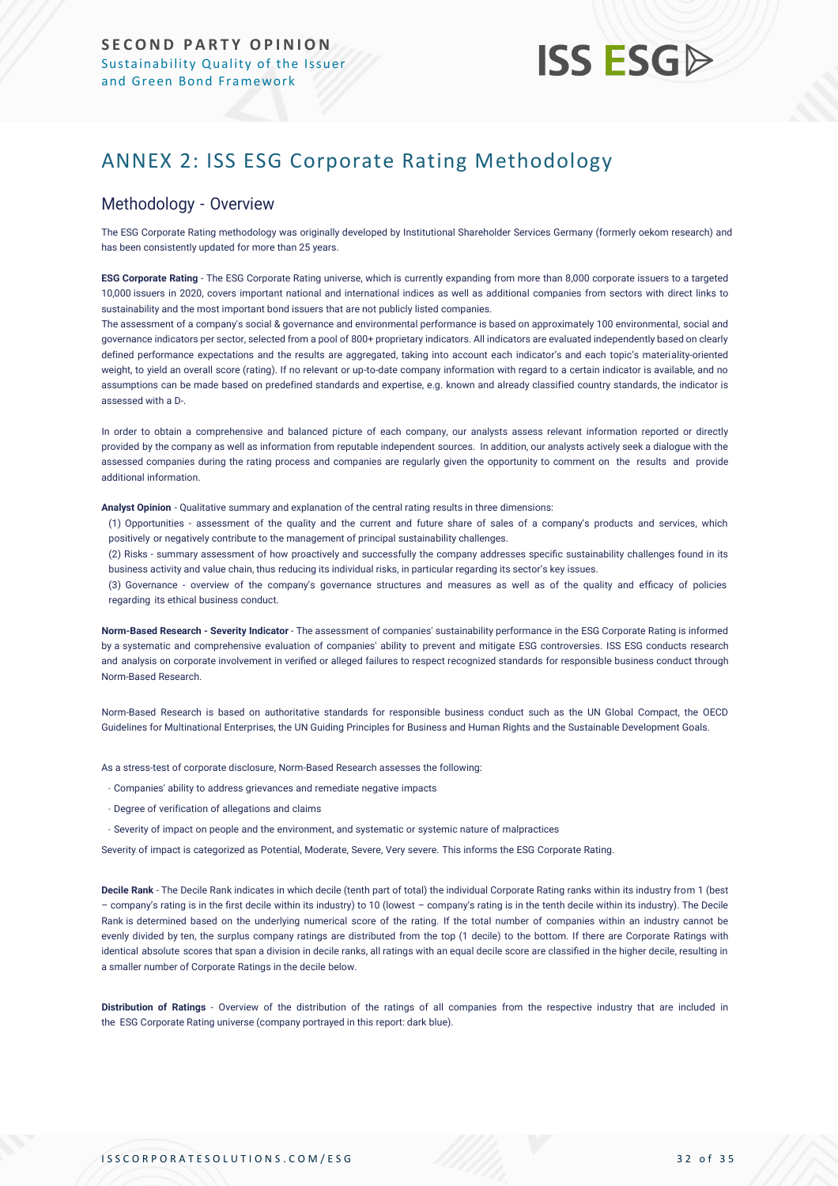# ANNEX 2: ISS ESG Corporate Rating Methodology

## Methodology - Overview

The ESG Corporate Rating methodology was originally developed by Institutional Shareholder Services Germany (formerly oekom research) and has been consistently updated for more than 25 years.

**ESG Corporate Rating** - The ESG Corporate Rating universe, which is currently expanding from more than 8,000 corporate issuers to a targeted 10,000 issuers in 2020, covers important national and international indices as well as additional companies from sectors with direct links to sustainability and the most important bond issuers that are not publicly listed companies.

The assessment of a company's social & governance and environmental performance is based on approximately 100 environmental, social and governance indicators per sector, selected from a pool of 800+ proprietary indicators. All indicators are evaluated independently based on clearly defined performance expectations and the results are aggregated, taking into account each indicator's and each topic's materiality-oriented weight, to yield an overall score (rating). If no relevant or up-to-date company information with regard to a certain indicator is available, and no assumptions can be made based on predefined standards and expertise, e.g. known and already classified country standards, the indicator is assessed with a D-.

In order to obtain a comprehensive and balanced picture of each company, our analysts assess relevant information reported or directly provided by the company as well as information from reputable independent sources. In addition, our analysts actively seek a dialogue with the assessed companies during the rating process and companies are regularly given the opportunity to comment on the results and provide additional information.

**Analyst Opinion** - Qualitative summary and explanation of the central rating results in three dimensions:

(1) Opportunities - assessment of the quality and the current and future share of sales of a company's products and services, which positively or negatively contribute to the management of principal sustainability challenges.

(2) Risks - summary assessment of how proactively and successfully the company addresses specific sustainability challenges found in its business activity and value chain, thus reducing its individual risks, in particular regarding its sector's key issues.

(3) Governance - overview of the company's governance structures and measures as well as of the quality and efficacy of policies regarding its ethical business conduct.

**Norm-Based Research - Severity Indicator** - The assessment of companies' sustainability performance in the ESG Corporate Rating is informed by a systematic and comprehensive evaluation of companies' ability to prevent and mitigate ESG controversies. ISS ESG conducts research and analysis on corporate involvement in verified or alleged failures to respect recognized standards for responsible business conduct through Norm-Based Research.

Norm-Based Research is based on authoritative standards for responsible business conduct such as the UN Global Compact, the OECD Guidelines for Multinational Enterprises, the UN Guiding Principles for Business and Human Rights and the Sustainable Development Goals.

As a stress-test of corporate disclosure, Norm-Based Research assesses the following:

- Companies' ability to address grievances and remediate negative impacts
- Degree of verification of allegations and claims
- Severity of impact on people and the environment, and systematic or systemic nature of malpractices

Severity of impact is categorized as Potential, Moderate, Severe, Very severe. This informs the ESG Corporate Rating.

**Decile Rank** - The Decile Rank indicates in which decile (tenth part of total) the individual Corporate Rating ranks within its industry from 1 (best – company's rating is in the first decile within its industry) to 10 (lowest – company's rating is in the tenth decile within its industry). The Decile Rank is determined based on the underlying numerical score of the rating. If the total number of companies within an industry cannot be evenly divided by ten, the surplus company ratings are distributed from the top (1 decile) to the bottom. If there are Corporate Ratings with identical absolute scores that span a division in decile ranks, all ratings with an equal decile score are classified in the higher decile, resulting in a smaller number of Corporate Ratings in the decile below.

**Distribution of Ratings** - Overview of the distribution of the ratings of all companies from the respective industry that are included in the ESG Corporate Rating universe (company portrayed in this report: dark blue).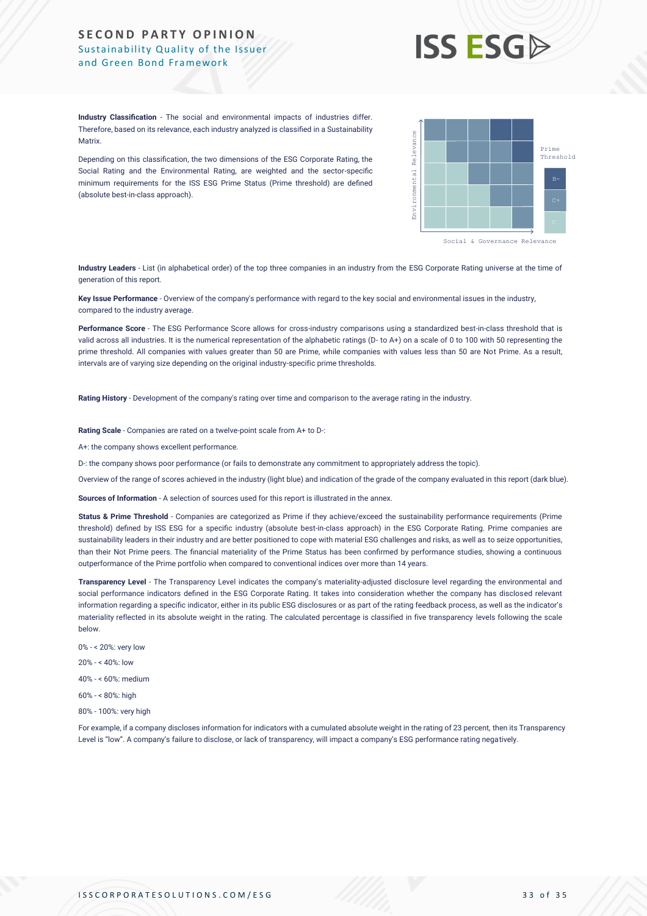**Industry Classification** - The social and environmental impacts of industries differ. Therefore, based on its relevance, each industry analyzed is classified in a Sustainability Matrix.

Depending on this classification, the two dimensions of the ESG Corporate Rating, the Social Rating and the Environmental Rating, are weighted and the sector-specific minimum requirements for the ISS ESG Prime Status (Prime threshold) are defined (absolute best-in-class approach).

**Industry Leaders** - List (in alphabetical order) of the top three companies in an industry from the ESG Corporate Rating universe at the time of generation of this report.

**Key Issue Performance** - Overview of the company's performance with regard to the key social and environmental issues in the industry, compared to the industry average.

**Performance Score** - The ESG Performance Score allows for cross-industry comparisons using a standardized best-in-class threshold that is valid across all industries. It is the numerical representation of the alphabetic ratings (D- to A+) on a scale of 0 to 100 with 50 representing the prime threshold. All companies with values greater than 50 are Prime, while companies with values less than 50 are Not Prime. As a result, intervals are of varying size depending on the original industry-specific prime thresholds.

**Rating History** - Development of the company's rating over time and comparison to the average rating in the industry.

**Rating Scale** - Companies are rated on a twelve-point scale from A+ to D-:

A+: the company shows excellent performance.

D-: the company shows poor performance (or fails to demonstrate any commitment to appropriately address the topic).

Overview of the range of scores achieved in the industry (light blue) and indication of the grade of the company evaluated in this report (dark blue).

**Sources of Information** - A selection of sources used for this report is illustrated in the annex.

**Status & Prime Threshold** - Companies are categorized as Prime if they achieve/exceed the sustainability performance requirements (Prime threshold) defined by ISS ESG for a specific industry (absolute best-in-class approach) in the ESG Corporate Rating. Prime companies are sustainability leaders in their industry and are better positioned to cope with material ESG challenges and risks, as well as to seize opportunities, than their Not Prime peers. The financial materiality of the Prime Status has been confirmed by performance studies, showing a continuous outperformance of the Prime portfolio when compared to conventional indices over more than 14 years.

**Transparency Level** - The Transparency Level indicates the company's materiality-adjusted disclosure level regarding the environmental and social performance indicators defined in the ESG Corporate Rating. It takes into consideration whether the company has disclosed relevant information regarding a specific indicator, either in its public ESG disclosures or as part of the rating feedback process, as well as the indicator's materiality reflected in its absolute weight in the rating. The calculated percentage is classified in five transparency levels following the scale below.

0% - < 20%: very low

20% - < 40%: low

40% - < 60%: medium

60% - < 80%: high

80% - 100%: very high

For example, if a company discloses information for indicators with a cumulated absolute weight in the rating of 23 percent, then its Transparency Level is "low". A company's failure to disclose, or lack of transparency, will impact a company's ESG performance rating negatively.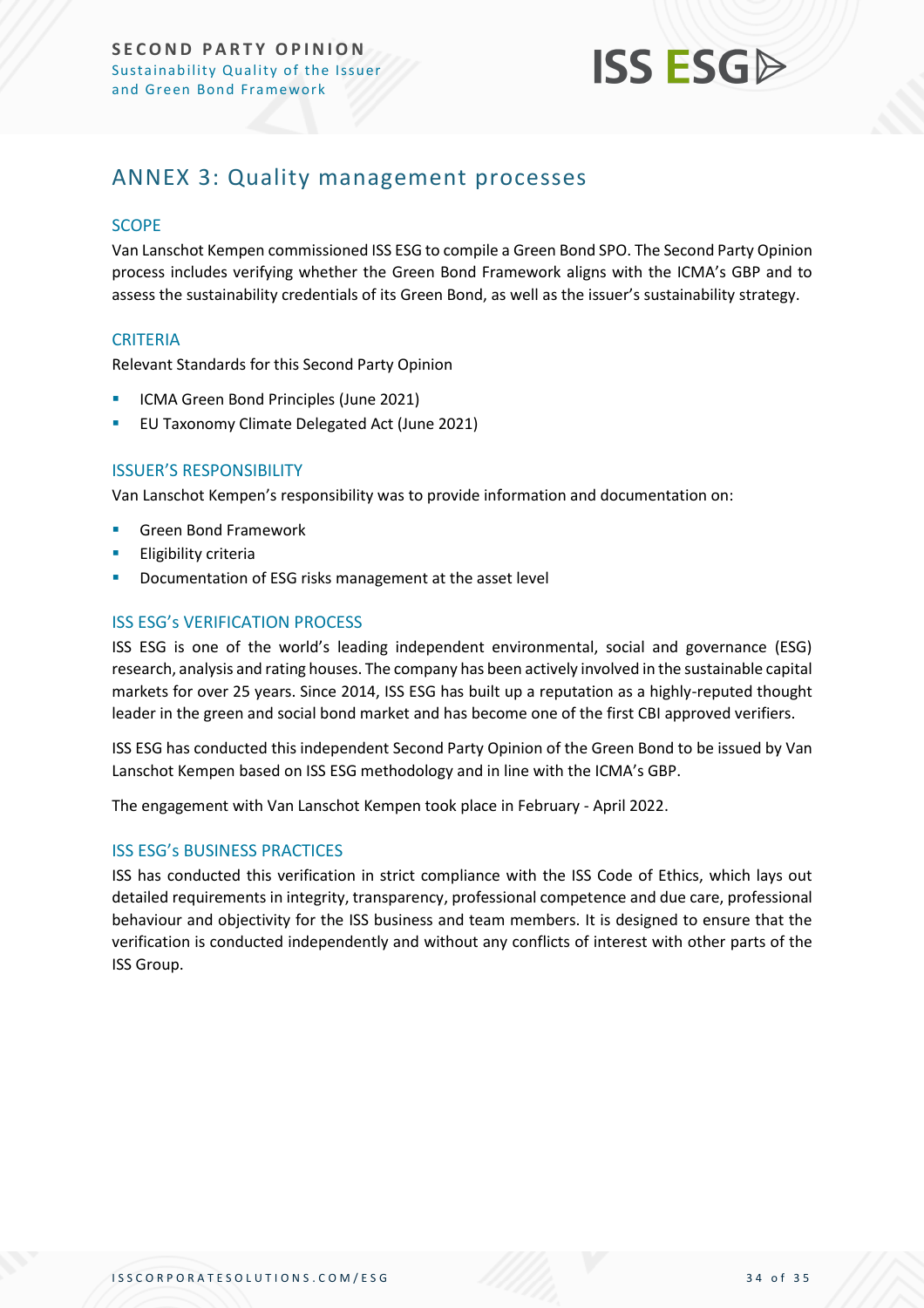## ANNEX 3: Quality management processes

### SCOPE

Van Lanschot Kempen commissioned ISS ESG to compile a Green Bond SPO. The Second Party Opinion process includes verifying whether the Green Bond Framework aligns with the ICMA's GBP and to assess the sustainability credentials of its Green Bond, as well as the issuer's sustainability strategy.

### CRITERIA

Relevant Standards for this Second Party Opinion

- ICMA Green Bond Principles (June 2021)
- EU Taxonomy Climate Delegated Act (June 2021)

### ISSUER'S RESPONSIBILITY

Van Lanschot Kempen's responsibility was to provide information and documentation on:

- Green Bond Framework
- Eligibility criteria
- Documentation of ESG risks management at the asset level

### ISS ESG's VERIFICATION PROCESS

ISS ESG is one of the world's leading independent environmental, social and governance (ESG) research, analysis and rating houses. The company has been actively involved in the sustainable capital markets for over 25 years. Since 2014, ISS ESG has built up a reputation as a highly-reputed thought leader in the green and social bond market and has become one of the first CBI approved verifiers.

ISS ESG has conducted this independent Second Party Opinion of the Green Bond to be issued by Van Lanschot Kempen based on ISS ESG methodology and in line with the ICMA's GBP.

The engagement with Van Lanschot Kempen took place in February - April 2022.

### ISS ESG's BUSINESS PRACTICES

ISS has conducted this verification in strict compliance with the ISS Code of Ethics, which lays out detailed requirements in integrity, transparency, professional competence and due care, professional behaviour and objectivity for the ISS business and team members. It is designed to ensure that the verification is conducted independently and without any conflicts of interest with other parts of the ISS Group.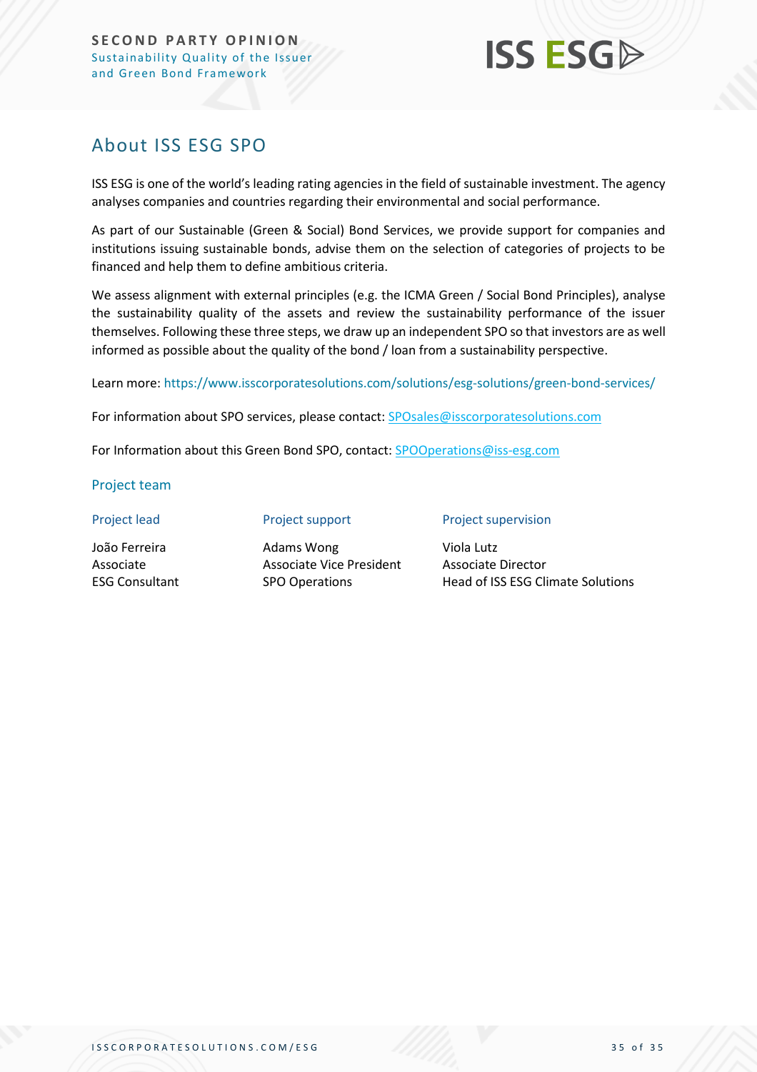## About ISS ESG SPO

ISS ESG is one of the world's leading rating agencies in the field of sustainable investment. The agency analyses companies and countries regarding their environmental and social performance.

As part of our Sustainable (Green & Social) Bond Services, we provide support for companies and institutions issuing sustainable bonds, advise them on the selection of categories of projects to be financed and help them to define ambitious criteria.

We assess alignment with external principles (e.g. the ICMA Green / Social Bond Principles), analyse the sustainability quality of the assets and review the sustainability performance of the issuer themselves. Following these three steps, we draw up an independent SPO so that investors are as well informed as possible about the quality of the bond / loan from a sustainability perspective.

Learn more: https://www.isscorporatesolutions.com/solutions/esg-solutions/green-bond-services/

For information about SPO services, please contact: SPOsales@isscorporatesolutions.com

For Information about this Green Bond SPO, contact: SPOOperations@iss-esg.com

### Project team

| Project lead | Project support | Project supervision |
|---|---|---|
| João Ferreira<br>Associate<br>ESG Consultant | Adams Wong<br>Associate Vice President<br>SPO Operations | Viola Lutz<br>Associate Director<br>Head of ISS ESG Climate Solutions |